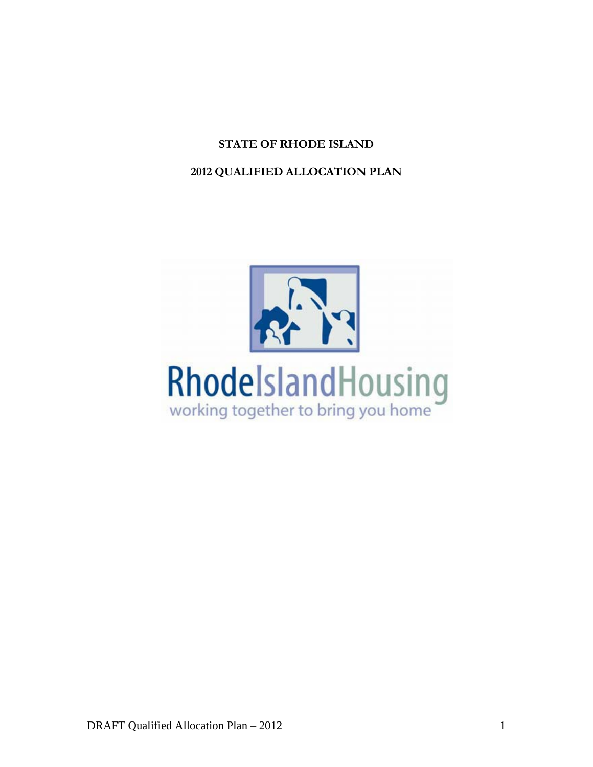# STATE OF RHODE ISLAND

# 2012 QUALIFIED ALLOCATION PLAN

RhodeIslandHousing

working together to bring you home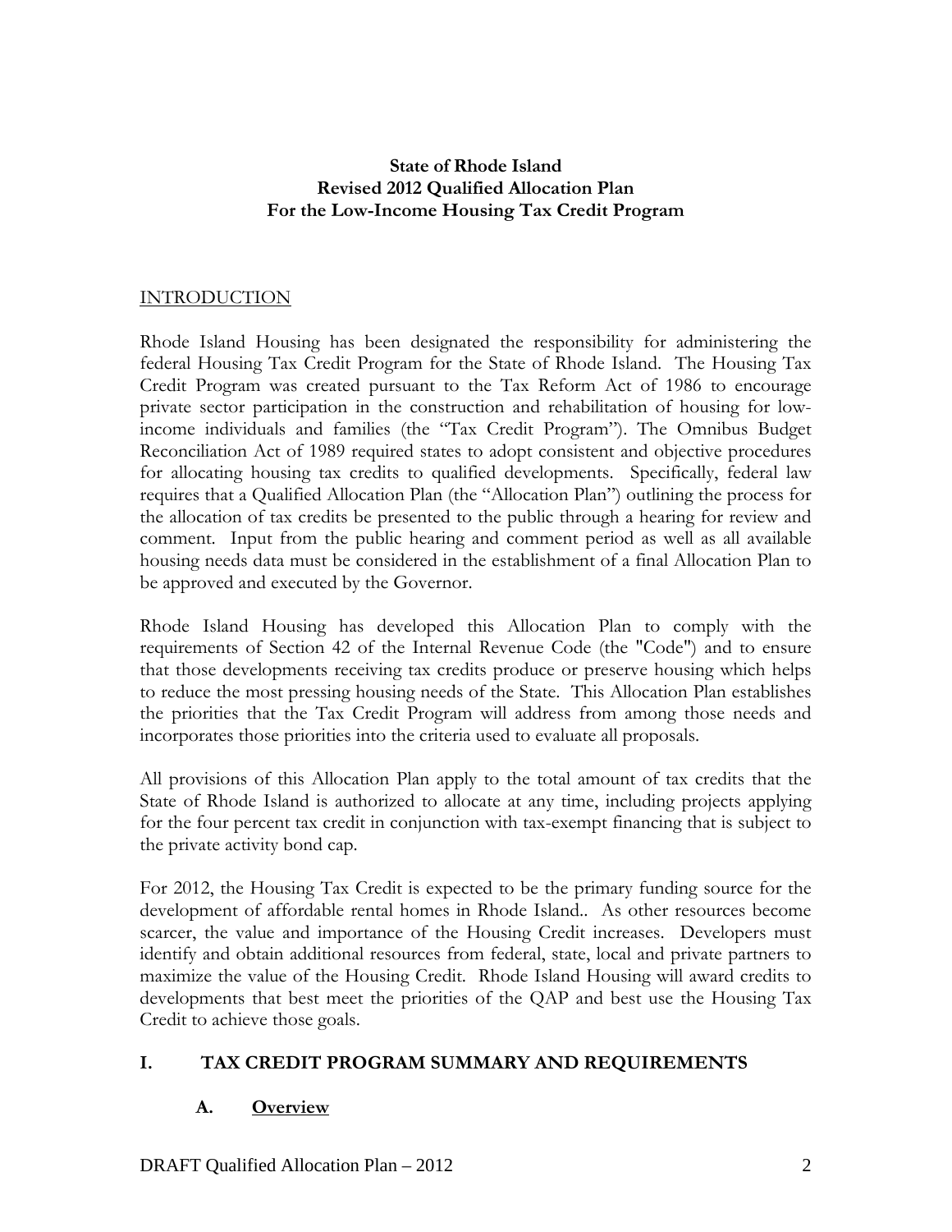**State of Rhode Island**
**Revised 2012 Qualified Allocation Plan**
**For the Low-Income Housing Tax Credit Program**

## INTRODUCTION

Rhode Island Housing has been designated the responsibility for administering the federal Housing Tax Credit Program for the State of Rhode Island. The Housing Tax Credit Program was created pursuant to the Tax Reform Act of 1986 to encourage private sector participation in the construction and rehabilitation of housing for low-income individuals and families (the "Tax Credit Program"). The Omnibus Budget Reconciliation Act of 1989 required states to adopt consistent and objective procedures for allocating housing tax credits to qualified developments. Specifically, federal law requires that a Qualified Allocation Plan (the "Allocation Plan") outlining the process for the allocation of tax credits be presented to the public through a hearing for review and comment. Input from the public hearing and comment period as well as all available housing needs data must be considered in the establishment of a final Allocation Plan to be approved and executed by the Governor.

Rhode Island Housing has developed this Allocation Plan to comply with the requirements of Section 42 of the Internal Revenue Code (the "Code") and to ensure that those developments receiving tax credits produce or preserve housing which helps to reduce the most pressing housing needs of the State. This Allocation Plan establishes the priorities that the Tax Credit Program will address from among those needs and incorporates those priorities into the criteria used to evaluate all proposals.

All provisions of this Allocation Plan apply to the total amount of tax credits that the State of Rhode Island is authorized to allocate at any time, including projects applying for the four percent tax credit in conjunction with tax-exempt financing that is subject to the private activity bond cap.

For 2012, the Housing Tax Credit is expected to be the primary funding source for the development of affordable rental homes in Rhode Island.. As other resources become scarcer, the value and importance of the Housing Credit increases. Developers must identify and obtain additional resources from federal, state, local and private partners to maximize the value of the Housing Credit. Rhode Island Housing will award credits to developments that best meet the priorities of the QAP and best use the Housing Tax Credit to achieve those goals.

## I. TAX CREDIT PROGRAM SUMMARY AND REQUIREMENTS

### A. Overview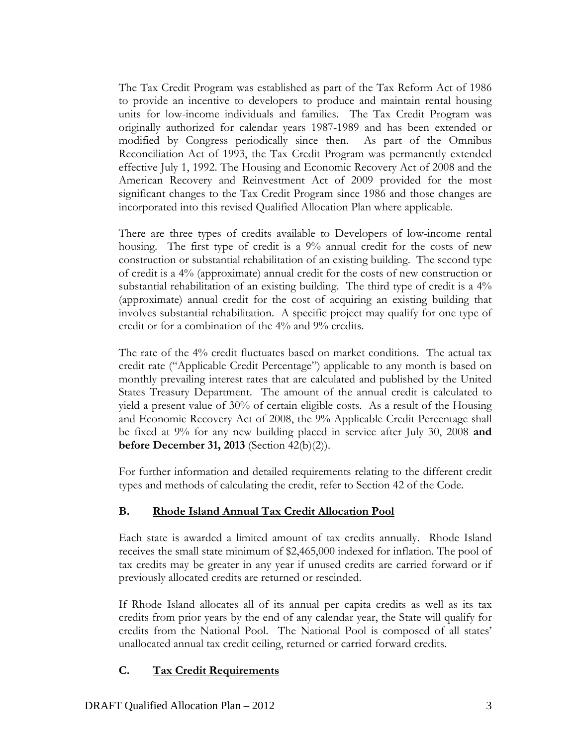The Tax Credit Program was established as part of the Tax Reform Act of 1986 to provide an incentive to developers to produce and maintain rental housing units for low-income individuals and families. The Tax Credit Program was originally authorized for calendar years 1987-1989 and has been extended or modified by Congress periodically since then. As part of the Omnibus Reconciliation Act of 1993, the Tax Credit Program was permanently extended effective July 1, 1992. The Housing and Economic Recovery Act of 2008 and the American Recovery and Reinvestment Act of 2009 provided for the most significant changes to the Tax Credit Program since 1986 and those changes are incorporated into this revised Qualified Allocation Plan where applicable.

There are three types of credits available to Developers of low-income rental housing. The first type of credit is a 9% annual credit for the costs of new construction or substantial rehabilitation of an existing building. The second type of credit is a 4% (approximate) annual credit for the costs of new construction or substantial rehabilitation of an existing building. The third type of credit is a 4% (approximate) annual credit for the cost of acquiring an existing building that involves substantial rehabilitation. A specific project may qualify for one type of credit or for a combination of the 4% and 9% credits.

The rate of the 4% credit fluctuates based on market conditions. The actual tax credit rate ("Applicable Credit Percentage") applicable to any month is based on monthly prevailing interest rates that are calculated and published by the United States Treasury Department. The amount of the annual credit is calculated to yield a present value of 30% of certain eligible costs. As a result of the Housing and Economic Recovery Act of 2008, the 9% Applicable Credit Percentage shall be fixed at 9% for any new building placed in service after July 30, 2008 **and before December 31, 2013** (Section 42(b)(2)).

For further information and detailed requirements relating to the different credit types and methods of calculating the credit, refer to Section 42 of the Code.

## B. Rhode Island Annual Tax Credit Allocation Pool

Each state is awarded a limited amount of tax credits annually. Rhode Island receives the small state minimum of $2,465,000 indexed for inflation. The pool of tax credits may be greater in any year if unused credits are carried forward or if previously allocated credits are returned or rescinded.

If Rhode Island allocates all of its annual per capita credits as well as its tax credits from prior years by the end of any calendar year, the State will qualify for credits from the National Pool. The National Pool is composed of all states' unallocated annual tax credit ceiling, returned or carried forward credits.

## C. Tax Credit Requirements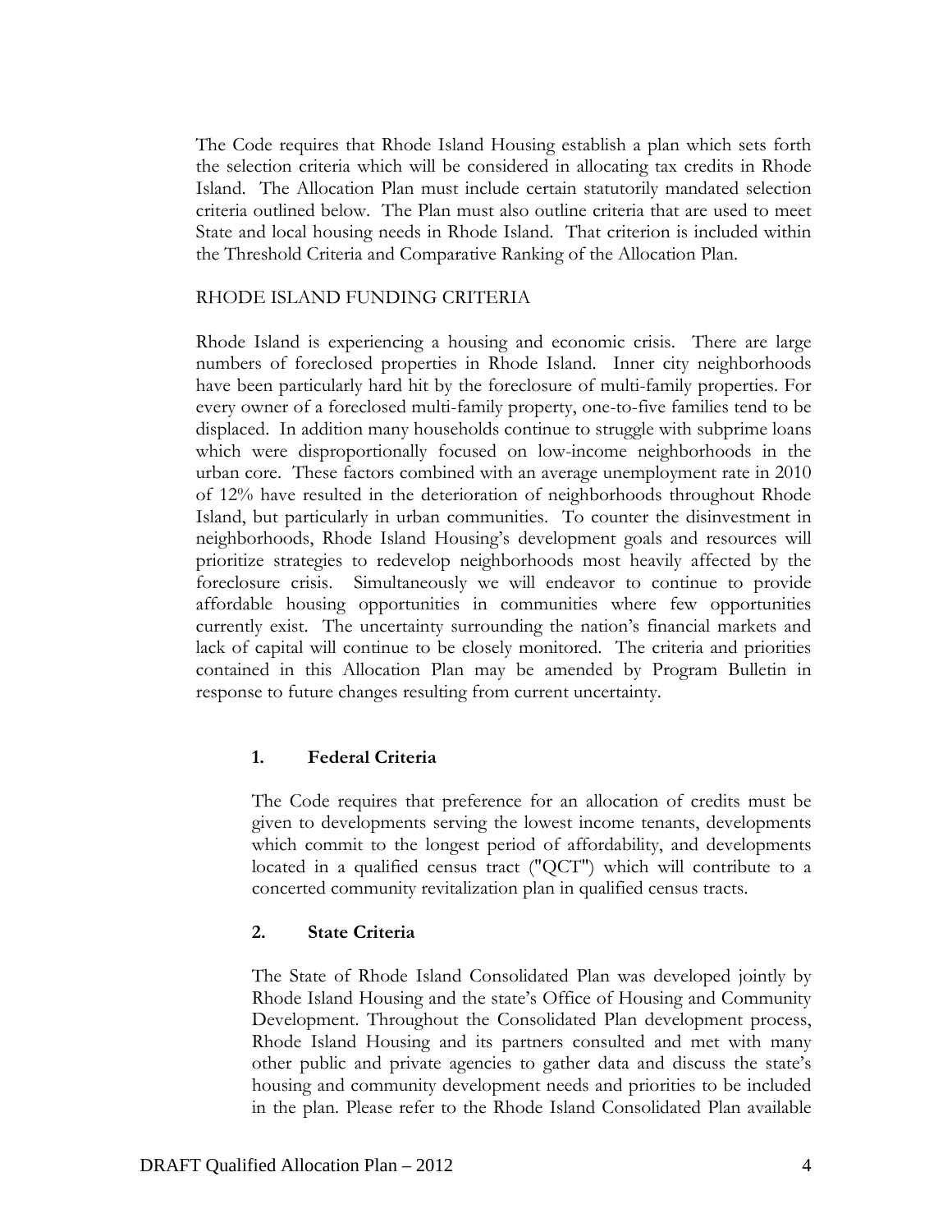The Code requires that Rhode Island Housing establish a plan which sets forth the selection criteria which will be considered in allocating tax credits in Rhode Island. The Allocation Plan must include certain statutorily mandated selection criteria outlined below. The Plan must also outline criteria that are used to meet State and local housing needs in Rhode Island. That criterion is included within the Threshold Criteria and Comparative Ranking of the Allocation Plan.

## RHODE ISLAND FUNDING CRITERIA

Rhode Island is experiencing a housing and economic crisis. There are large numbers of foreclosed properties in Rhode Island. Inner city neighborhoods have been particularly hard hit by the foreclosure of multi-family properties. For every owner of a foreclosed multi-family property, one-to-five families tend to be displaced. In addition many households continue to struggle with subprime loans which were disproportionally focused on low-income neighborhoods in the urban core. These factors combined with an average unemployment rate in 2010 of 12% have resulted in the deterioration of neighborhoods throughout Rhode Island, but particularly in urban communities. To counter the disinvestment in neighborhoods, Rhode Island Housing's development goals and resources will prioritize strategies to redevelop neighborhoods most heavily affected by the foreclosure crisis. Simultaneously we will endeavor to continue to provide affordable housing opportunities in communities where few opportunities currently exist. The uncertainty surrounding the nation's financial markets and lack of capital will continue to be closely monitored. The criteria and priorities contained in this Allocation Plan may be amended by Program Bulletin in response to future changes resulting from current uncertainty.

### 1. Federal Criteria

The Code requires that preference for an allocation of credits must be given to developments serving the lowest income tenants, developments which commit to the longest period of affordability, and developments located in a qualified census tract ("QCT") which will contribute to a concerted community revitalization plan in qualified census tracts.

### 2. State Criteria

The State of Rhode Island Consolidated Plan was developed jointly by Rhode Island Housing and the state's Office of Housing and Community Development. Throughout the Consolidated Plan development process, Rhode Island Housing and its partners consulted and met with many other public and private agencies to gather data and discuss the state's housing and community development needs and priorities to be included in the plan. Please refer to the Rhode Island Consolidated Plan available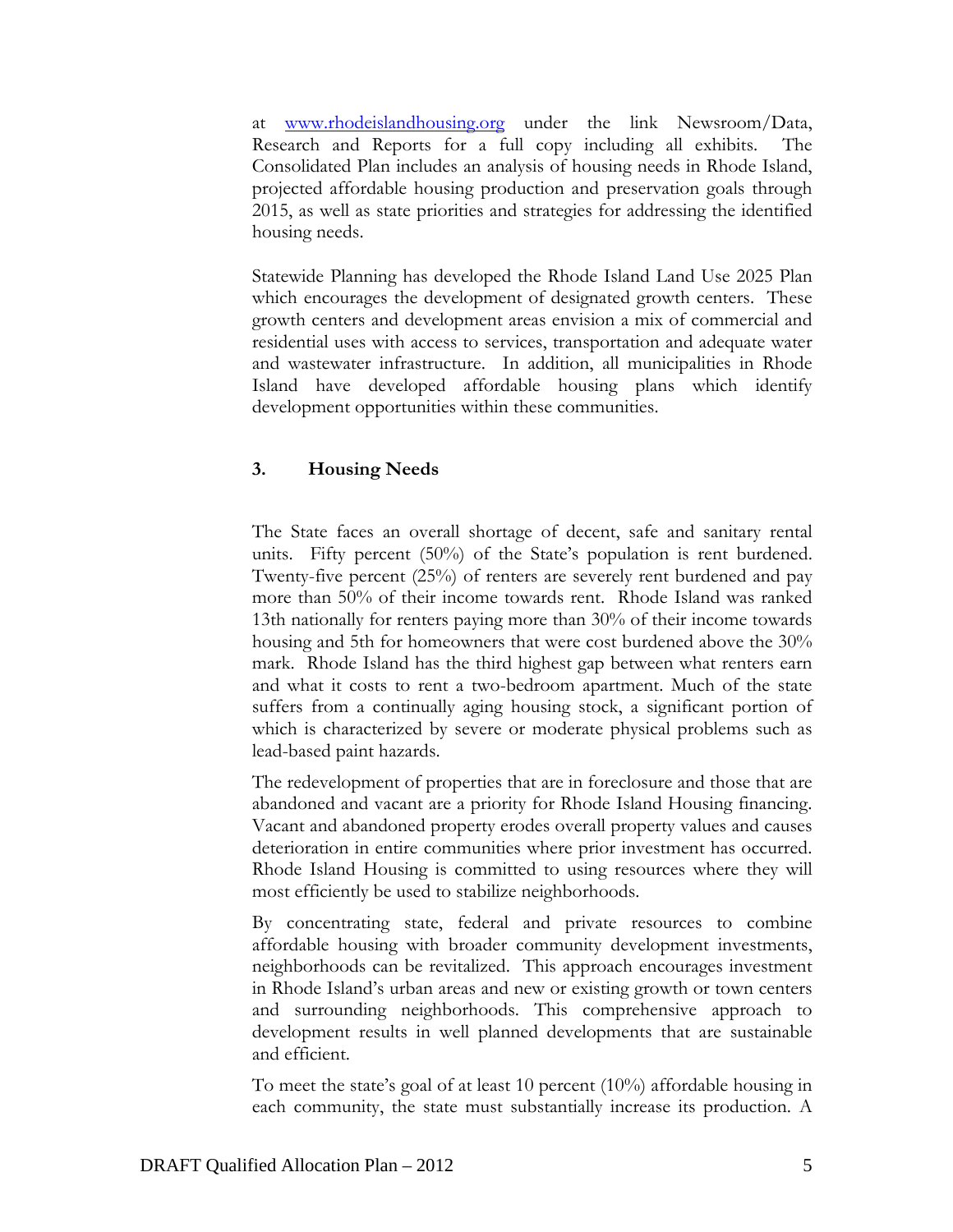at www.rhodeislandhousing.org under the link Newsroom/Data, Research and Reports for a full copy including all exhibits. The Consolidated Plan includes an analysis of housing needs in Rhode Island, projected affordable housing production and preservation goals through 2015, as well as state priorities and strategies for addressing the identified housing needs.

Statewide Planning has developed the Rhode Island Land Use 2025 Plan which encourages the development of designated growth centers. These growth centers and development areas envision a mix of commercial and residential uses with access to services, transportation and adequate water and wastewater infrastructure. In addition, all municipalities in Rhode Island have developed affordable housing plans which identify development opportunities within these communities.

## 3. Housing Needs

The State faces an overall shortage of decent, safe and sanitary rental units. Fifty percent (50%) of the State's population is rent burdened. Twenty-five percent (25%) of renters are severely rent burdened and pay more than 50% of their income towards rent. Rhode Island was ranked 13th nationally for renters paying more than 30% of their income towards housing and 5th for homeowners that were cost burdened above the 30% mark. Rhode Island has the third highest gap between what renters earn and what it costs to rent a two-bedroom apartment. Much of the state suffers from a continually aging housing stock, a significant portion of which is characterized by severe or moderate physical problems such as lead-based paint hazards.

The redevelopment of properties that are in foreclosure and those that are abandoned and vacant are a priority for Rhode Island Housing financing. Vacant and abandoned property erodes overall property values and causes deterioration in entire communities where prior investment has occurred. Rhode Island Housing is committed to using resources where they will most efficiently be used to stabilize neighborhoods.

By concentrating state, federal and private resources to combine affordable housing with broader community development investments, neighborhoods can be revitalized. This approach encourages investment in Rhode Island's urban areas and new or existing growth or town centers and surrounding neighborhoods. This comprehensive approach to development results in well planned developments that are sustainable and efficient.

To meet the state's goal of at least 10 percent (10%) affordable housing in each community, the state must substantially increase its production. A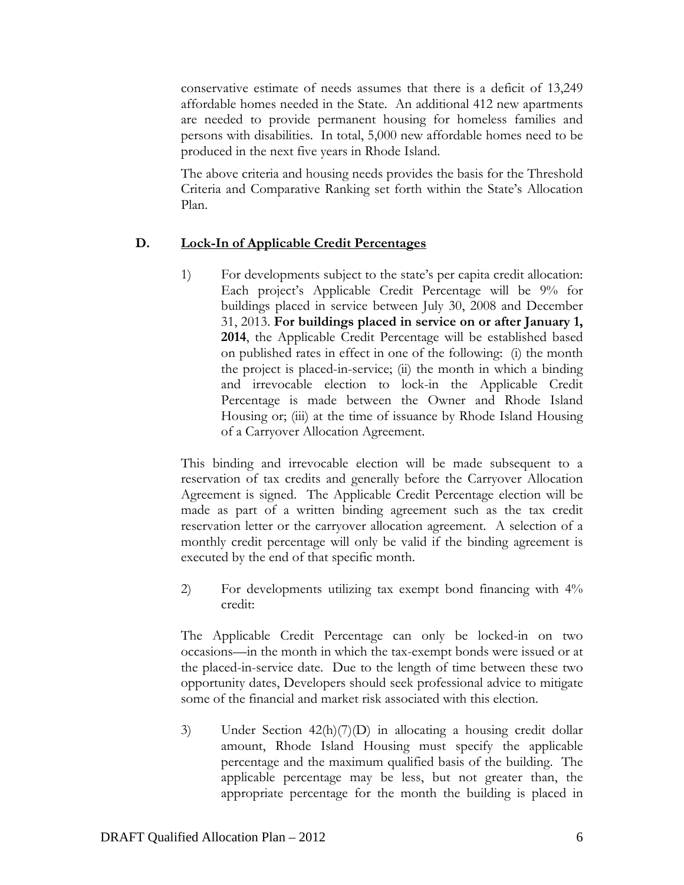conservative estimate of needs assumes that there is a deficit of 13,249 affordable homes needed in the State. An additional 412 new apartments are needed to provide permanent housing for homeless families and persons with disabilities. In total, 5,000 new affordable homes need to be produced in the next five years in Rhode Island.

The above criteria and housing needs provides the basis for the Threshold Criteria and Comparative Ranking set forth within the State's Allocation Plan.

## D. Lock-In of Applicable Credit Percentages

1) For developments subject to the state's per capita credit allocation: Each project's Applicable Credit Percentage will be 9% for buildings placed in service between July 30, 2008 and December 31, 2013. **For buildings placed in service on or after January 1, 2014**, the Applicable Credit Percentage will be established based on published rates in effect in one of the following: (i) the month the project is placed-in-service; (ii) the month in which a binding and irrevocable election to lock-in the Applicable Credit Percentage is made between the Owner and Rhode Island Housing or; (iii) at the time of issuance by Rhode Island Housing of a Carryover Allocation Agreement.

This binding and irrevocable election will be made subsequent to a reservation of tax credits and generally before the Carryover Allocation Agreement is signed. The Applicable Credit Percentage election will be made as part of a written binding agreement such as the tax credit reservation letter or the carryover allocation agreement. A selection of a monthly credit percentage will only be valid if the binding agreement is executed by the end of that specific month.

2) For developments utilizing tax exempt bond financing with 4% credit:

The Applicable Credit Percentage can only be locked-in on two occasions—in the month in which the tax-exempt bonds were issued or at the placed-in-service date. Due to the length of time between these two opportunity dates, Developers should seek professional advice to mitigate some of the financial and market risk associated with this election.

3) Under Section 42(h)(7)(D) in allocating a housing credit dollar amount, Rhode Island Housing must specify the applicable percentage and the maximum qualified basis of the building. The applicable percentage may be less, but not greater than, the appropriate percentage for the month the building is placed in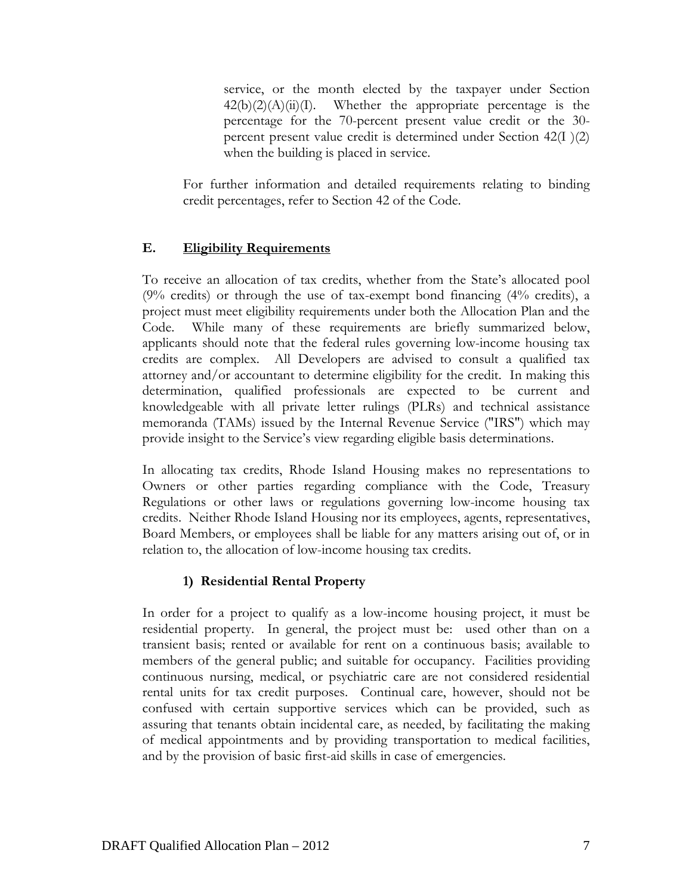service, or the month elected by the taxpayer under Section 42(b)(2)(A)(ii)(I). Whether the appropriate percentage is the percentage for the 70-percent present value credit or the 30-percent present value credit is determined under Section 42(I )(2) when the building is placed in service.

For further information and detailed requirements relating to binding credit percentages, refer to Section 42 of the Code.

## E. Eligibility Requirements

To receive an allocation of tax credits, whether from the State's allocated pool (9% credits) or through the use of tax-exempt bond financing (4% credits), a project must meet eligibility requirements under both the Allocation Plan and the Code. While many of these requirements are briefly summarized below, applicants should note that the federal rules governing low-income housing tax credits are complex. All Developers are advised to consult a qualified tax attorney and/or accountant to determine eligibility for the credit. In making this determination, qualified professionals are expected to be current and knowledgeable with all private letter rulings (PLRs) and technical assistance memoranda (TAMs) issued by the Internal Revenue Service ("IRS") which may provide insight to the Service's view regarding eligible basis determinations.

In allocating tax credits, Rhode Island Housing makes no representations to Owners or other parties regarding compliance with the Code, Treasury Regulations or other laws or regulations governing low-income housing tax credits. Neither Rhode Island Housing nor its employees, agents, representatives, Board Members, or employees shall be liable for any matters arising out of, or in relation to, the allocation of low-income housing tax credits.

### 1) Residential Rental Property

In order for a project to qualify as a low-income housing project, it must be residential property. In general, the project must be: used other than on a transient basis; rented or available for rent on a continuous basis; available to members of the general public; and suitable for occupancy. Facilities providing continuous nursing, medical, or psychiatric care are not considered residential rental units for tax credit purposes. Continual care, however, should not be confused with certain supportive services which can be provided, such as assuring that tenants obtain incidental care, as needed, by facilitating the making of medical appointments and by providing transportation to medical facilities, and by the provision of basic first-aid skills in case of emergencies.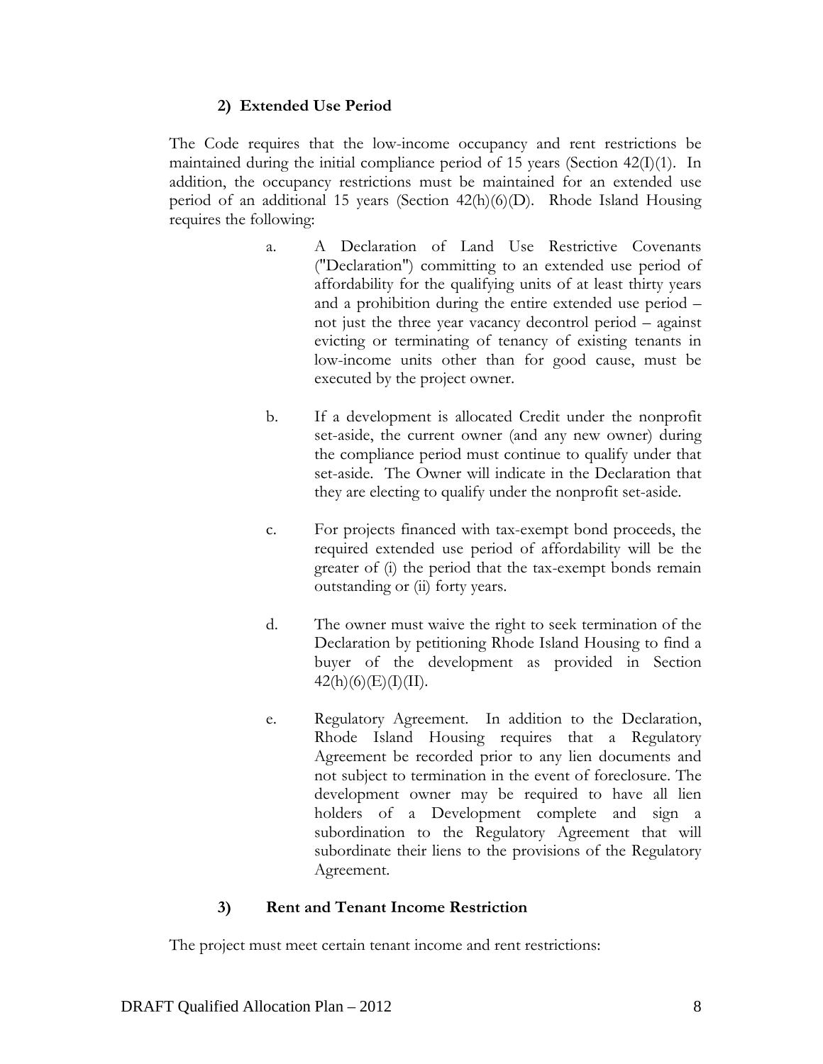### 2) Extended Use Period

The Code requires that the low-income occupancy and rent restrictions be maintained during the initial compliance period of 15 years (Section 42(I)(1). In addition, the occupancy restrictions must be maintained for an extended use period of an additional 15 years (Section 42(h)(6)(D). Rhode Island Housing requires the following:

a. A Declaration of Land Use Restrictive Covenants ("Declaration") committing to an extended use period of affordability for the qualifying units of at least thirty years and a prohibition during the entire extended use period – not just the three year vacancy decontrol period – against evicting or terminating of tenancy of existing tenants in low-income units other than for good cause, must be executed by the project owner.

b. If a development is allocated Credit under the nonprofit set-aside, the current owner (and any new owner) during the compliance period must continue to qualify under that set-aside. The Owner will indicate in the Declaration that they are electing to qualify under the nonprofit set-aside.

c. For projects financed with tax-exempt bond proceeds, the required extended use period of affordability will be the greater of (i) the period that the tax-exempt bonds remain outstanding or (ii) forty years.

d. The owner must waive the right to seek termination of the Declaration by petitioning Rhode Island Housing to find a buyer of the development as provided in Section 42(h)(6)(E)(I)(II).

e. Regulatory Agreement. In addition to the Declaration, Rhode Island Housing requires that a Regulatory Agreement be recorded prior to any lien documents and not subject to termination in the event of foreclosure. The development owner may be required to have all lien holders of a Development complete and sign a subordination to the Regulatory Agreement that will subordinate their liens to the provisions of the Regulatory Agreement.

### 3) Rent and Tenant Income Restriction

The project must meet certain tenant income and rent restrictions: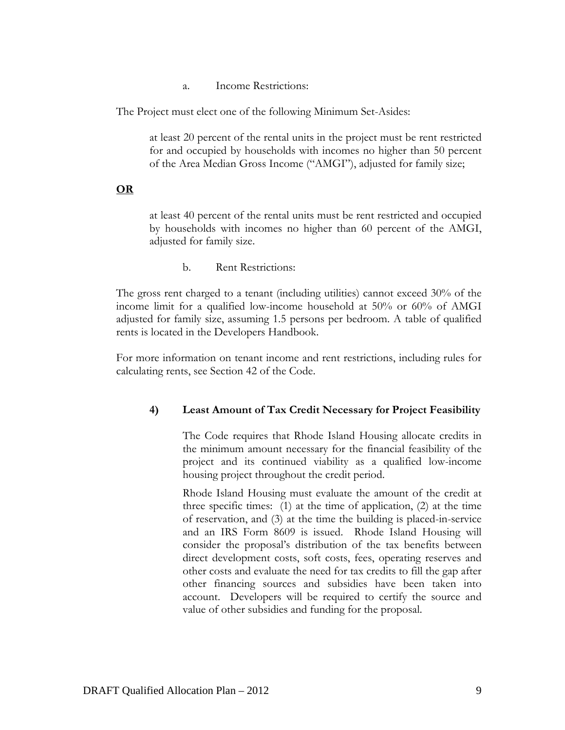a. Income Restrictions:

The Project must elect one of the following Minimum Set-Asides:

at least 20 percent of the rental units in the project must be rent restricted for and occupied by households with incomes no higher than 50 percent of the Area Median Gross Income ("AMGI"), adjusted for family size;

**OR**

at least 40 percent of the rental units must be rent restricted and occupied by households with incomes no higher than 60 percent of the AMGI, adjusted for family size.

b. Rent Restrictions:

The gross rent charged to a tenant (including utilities) cannot exceed 30% of the income limit for a qualified low-income household at 50% or 60% of AMGI adjusted for family size, assuming 1.5 persons per bedroom. A table of qualified rents is located in the Developers Handbook.

For more information on tenant income and rent restrictions, including rules for calculating rents, see Section 42 of the Code.

### 4) Least Amount of Tax Credit Necessary for Project Feasibility

The Code requires that Rhode Island Housing allocate credits in the minimum amount necessary for the financial feasibility of the project and its continued viability as a qualified low-income housing project throughout the credit period.

Rhode Island Housing must evaluate the amount of the credit at three specific times: (1) at the time of application, (2) at the time of reservation, and (3) at the time the building is placed-in-service and an IRS Form 8609 is issued. Rhode Island Housing will consider the proposal's distribution of the tax benefits between direct development costs, soft costs, fees, operating reserves and other costs and evaluate the need for tax credits to fill the gap after other financing sources and subsidies have been taken into account. Developers will be required to certify the source and value of other subsidies and funding for the proposal.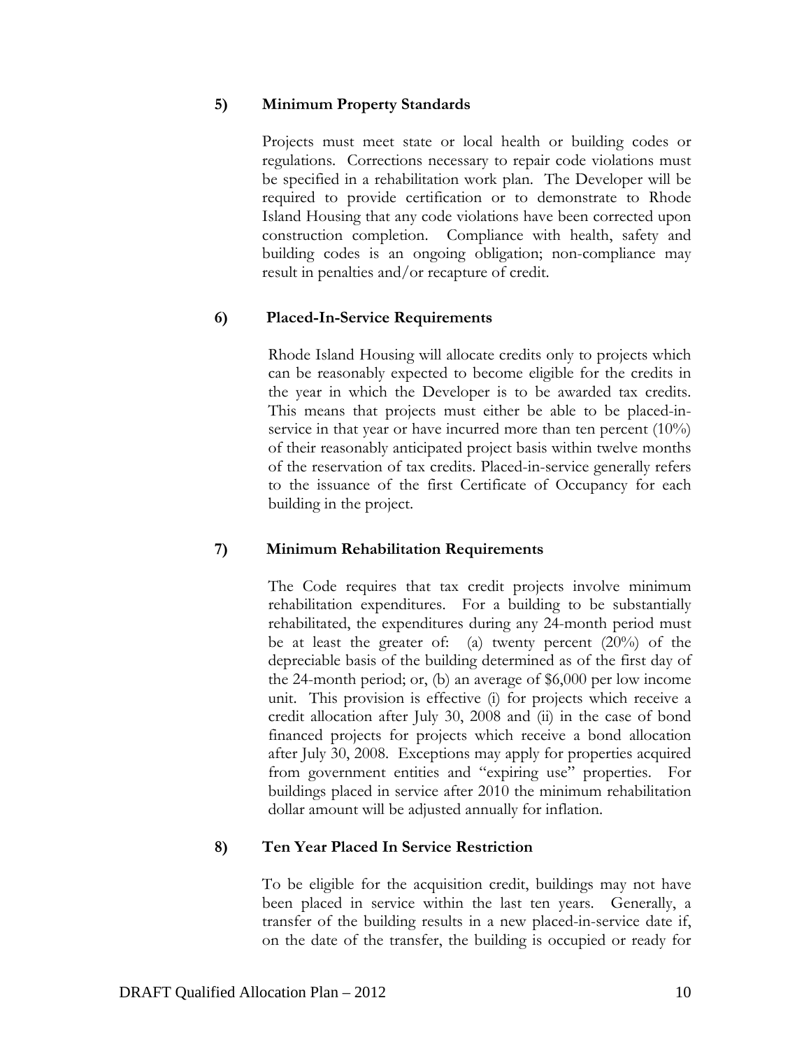**5) Minimum Property Standards**

Projects must meet state or local health or building codes or regulations. Corrections necessary to repair code violations must be specified in a rehabilitation work plan. The Developer will be required to provide certification or to demonstrate to Rhode Island Housing that any code violations have been corrected upon construction completion. Compliance with health, safety and building codes is an ongoing obligation; non-compliance may result in penalties and/or recapture of credit.

**6) Placed-In-Service Requirements**

Rhode Island Housing will allocate credits only to projects which can be reasonably expected to become eligible for the credits in the year in which the Developer is to be awarded tax credits. This means that projects must either be able to be placed-in-service in that year or have incurred more than ten percent (10%) of their reasonably anticipated project basis within twelve months of the reservation of tax credits. Placed-in-service generally refers to the issuance of the first Certificate of Occupancy for each building in the project.

**7) Minimum Rehabilitation Requirements**

The Code requires that tax credit projects involve minimum rehabilitation expenditures. For a building to be substantially rehabilitated, the expenditures during any 24-month period must be at least the greater of: (a) twenty percent (20%) of the depreciable basis of the building determined as of the first day of the 24-month period; or, (b) an average of $6,000 per low income unit. This provision is effective (i) for projects which receive a credit allocation after July 30, 2008 and (ii) in the case of bond financed projects for projects which receive a bond allocation after July 30, 2008. Exceptions may apply for properties acquired from government entities and "expiring use" properties. For buildings placed in service after 2010 the minimum rehabilitation dollar amount will be adjusted annually for inflation.

**8) Ten Year Placed In Service Restriction**

To be eligible for the acquisition credit, buildings may not have been placed in service within the last ten years. Generally, a transfer of the building results in a new placed-in-service date if, on the date of the transfer, the building is occupied or ready for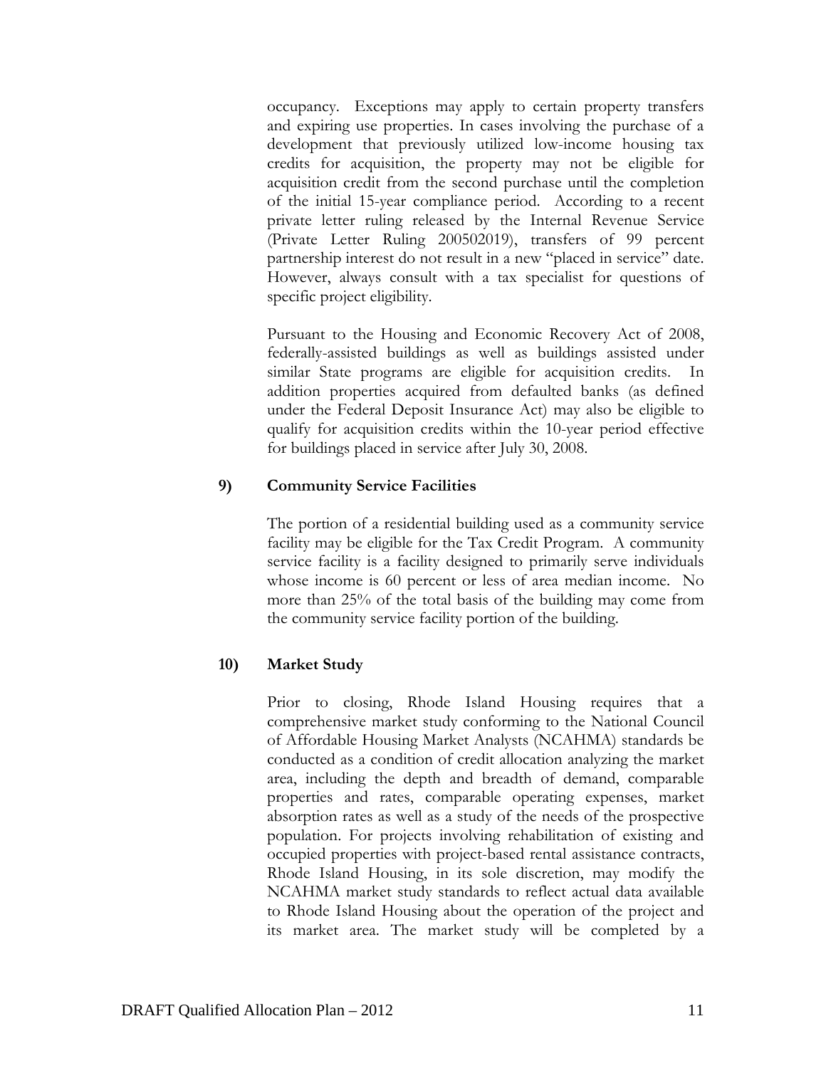occupancy. Exceptions may apply to certain property transfers and expiring use properties. In cases involving the purchase of a development that previously utilized low-income housing tax credits for acquisition, the property may not be eligible for acquisition credit from the second purchase until the completion of the initial 15-year compliance period. According to a recent private letter ruling released by the Internal Revenue Service (Private Letter Ruling 200502019), transfers of 99 percent partnership interest do not result in a new "placed in service" date. However, always consult with a tax specialist for questions of specific project eligibility.

Pursuant to the Housing and Economic Recovery Act of 2008, federally-assisted buildings as well as buildings assisted under similar State programs are eligible for acquisition credits. In addition properties acquired from defaulted banks (as defined under the Federal Deposit Insurance Act) may also be eligible to qualify for acquisition credits within the 10-year period effective for buildings placed in service after July 30, 2008.

**9) Community Service Facilities**

The portion of a residential building used as a community service facility may be eligible for the Tax Credit Program. A community service facility is a facility designed to primarily serve individuals whose income is 60 percent or less of area median income. No more than 25% of the total basis of the building may come from the community service facility portion of the building.

**10) Market Study**

Prior to closing, Rhode Island Housing requires that a comprehensive market study conforming to the National Council of Affordable Housing Market Analysts (NCAHMA) standards be conducted as a condition of credit allocation analyzing the market area, including the depth and breadth of demand, comparable properties and rates, comparable operating expenses, market absorption rates as well as a study of the needs of the prospective population. For projects involving rehabilitation of existing and occupied properties with project-based rental assistance contracts, Rhode Island Housing, in its sole discretion, may modify the NCAHMA market study standards to reflect actual data available to Rhode Island Housing about the operation of the project and its market area. The market study will be completed by a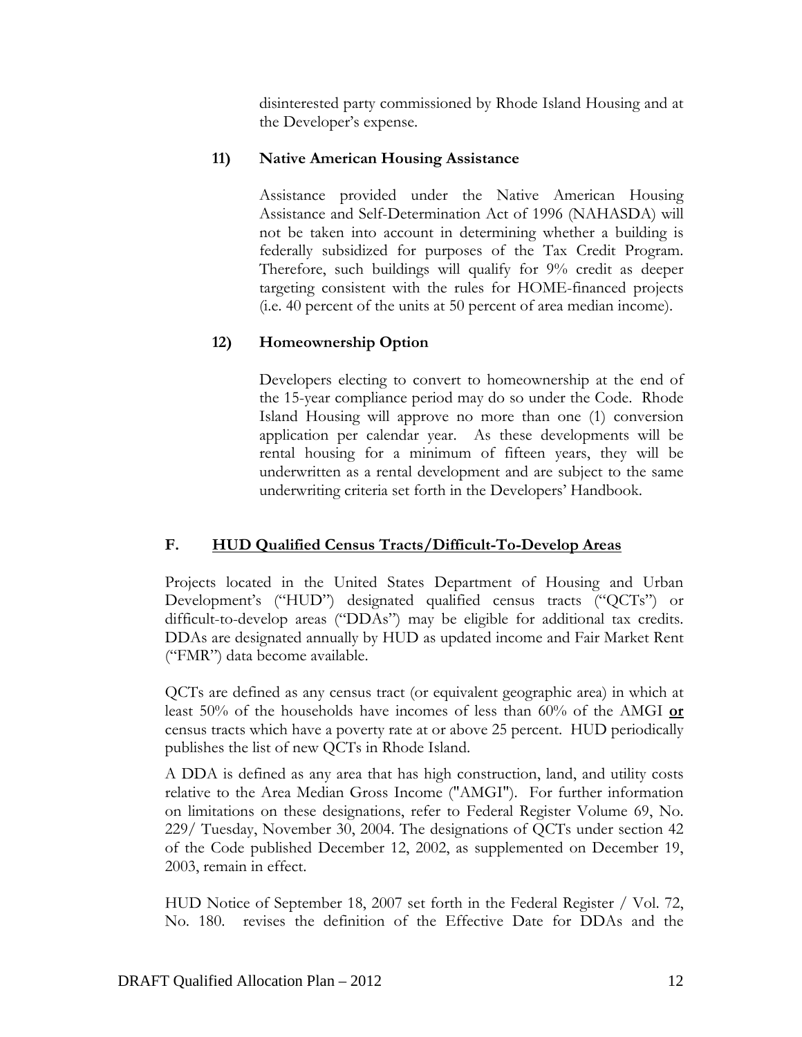disinterested party commissioned by Rhode Island Housing and at the Developer's expense.

**11) Native American Housing Assistance**

Assistance provided under the Native American Housing Assistance and Self-Determination Act of 1996 (NAHASDA) will not be taken into account in determining whether a building is federally subsidized for purposes of the Tax Credit Program. Therefore, such buildings will qualify for 9% credit as deeper targeting consistent with the rules for HOME-financed projects (i.e. 40 percent of the units at 50 percent of area median income).

**12) Homeownership Option**

Developers electing to convert to homeownership at the end of the 15-year compliance period may do so under the Code. Rhode Island Housing will approve no more than one (1) conversion application per calendar year. As these developments will be rental housing for a minimum of fifteen years, they will be underwritten as a rental development and are subject to the same underwriting criteria set forth in the Developers' Handbook.

## F. HUD Qualified Census Tracts/Difficult-To-Develop Areas

Projects located in the United States Department of Housing and Urban Development's ("HUD") designated qualified census tracts ("QCTs") or difficult-to-develop areas ("DDAs") may be eligible for additional tax credits. DDAs are designated annually by HUD as updated income and Fair Market Rent ("FMR") data become available.

QCTs are defined as any census tract (or equivalent geographic area) in which at least 50% of the households have incomes of less than 60% of the AMGI **or** census tracts which have a poverty rate at or above 25 percent. HUD periodically publishes the list of new QCTs in Rhode Island.

A DDA is defined as any area that has high construction, land, and utility costs relative to the Area Median Gross Income ("AMGI"). For further information on limitations on these designations, refer to Federal Register Volume 69, No. 229/ Tuesday, November 30, 2004. The designations of QCTs under section 42 of the Code published December 12, 2002, as supplemented on December 19, 2003, remain in effect.

HUD Notice of September 18, 2007 set forth in the Federal Register / Vol. 72, No. 180. revises the definition of the Effective Date for DDAs and the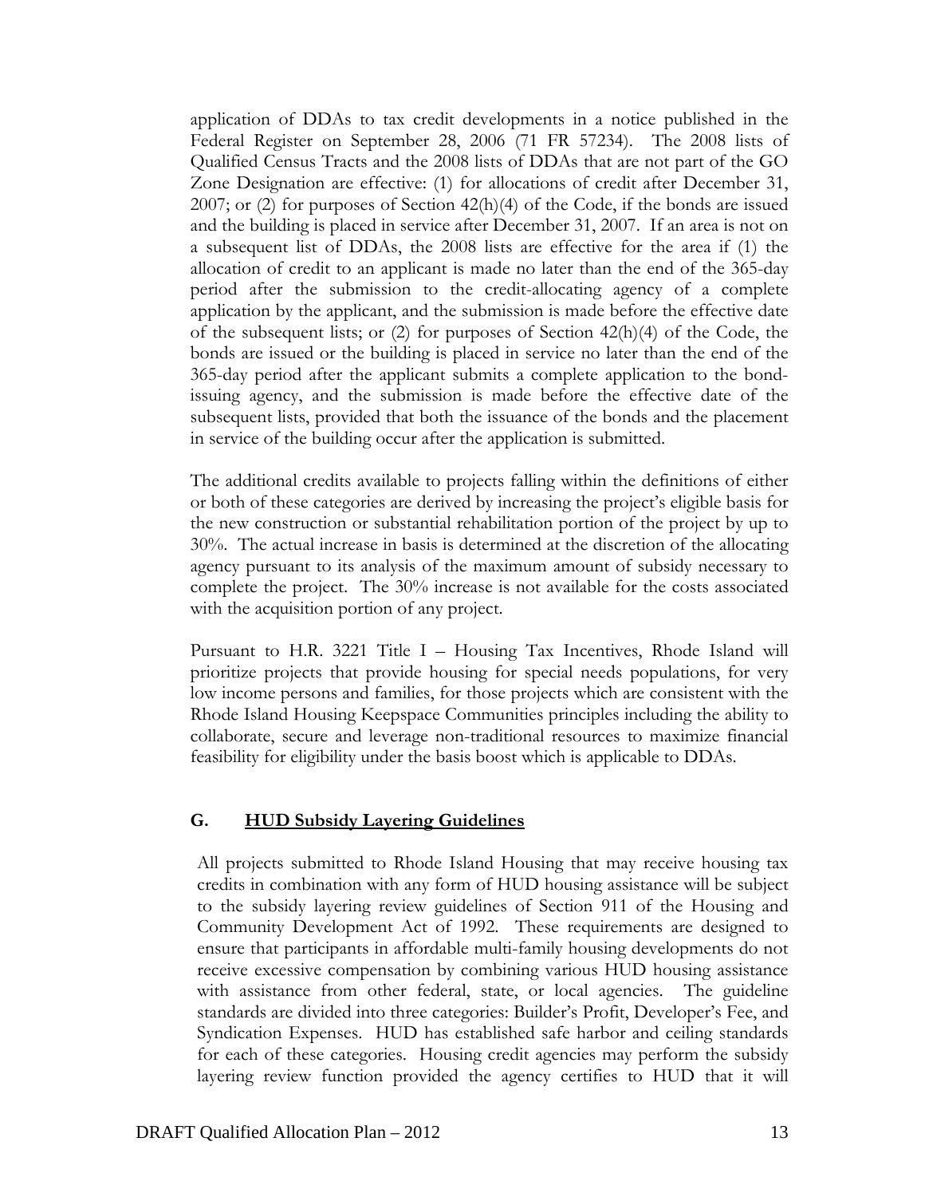application of DDAs to tax credit developments in a notice published in the Federal Register on September 28, 2006 (71 FR 57234). The 2008 lists of Qualified Census Tracts and the 2008 lists of DDAs that are not part of the GO Zone Designation are effective: (1) for allocations of credit after December 31, 2007; or (2) for purposes of Section 42(h)(4) of the Code, if the bonds are issued and the building is placed in service after December 31, 2007. If an area is not on a subsequent list of DDAs, the 2008 lists are effective for the area if (1) the allocation of credit to an applicant is made no later than the end of the 365-day period after the submission to the credit-allocating agency of a complete application by the applicant, and the submission is made before the effective date of the subsequent lists; or (2) for purposes of Section 42(h)(4) of the Code, the bonds are issued or the building is placed in service no later than the end of the 365-day period after the applicant submits a complete application to the bond-issuing agency, and the submission is made before the effective date of the subsequent lists, provided that both the issuance of the bonds and the placement in service of the building occur after the application is submitted.

The additional credits available to projects falling within the definitions of either or both of these categories are derived by increasing the project's eligible basis for the new construction or substantial rehabilitation portion of the project by up to 30%. The actual increase in basis is determined at the discretion of the allocating agency pursuant to its analysis of the maximum amount of subsidy necessary to complete the project. The 30% increase is not available for the costs associated with the acquisition portion of any project.

Pursuant to H.R. 3221 Title I – Housing Tax Incentives, Rhode Island will prioritize projects that provide housing for special needs populations, for very low income persons and families, for those projects which are consistent with the Rhode Island Housing Keepspace Communities principles including the ability to collaborate, secure and leverage non-traditional resources to maximize financial feasibility for eligibility under the basis boost which is applicable to DDAs.

## G. HUD Subsidy Layering Guidelines

All projects submitted to Rhode Island Housing that may receive housing tax credits in combination with any form of HUD housing assistance will be subject to the subsidy layering review guidelines of Section 911 of the Housing and Community Development Act of 1992. These requirements are designed to ensure that participants in affordable multi-family housing developments do not receive excessive compensation by combining various HUD housing assistance with assistance from other federal, state, or local agencies. The guideline standards are divided into three categories: Builder's Profit, Developer's Fee, and Syndication Expenses. HUD has established safe harbor and ceiling standards for each of these categories. Housing credit agencies may perform the subsidy layering review function provided the agency certifies to HUD that it will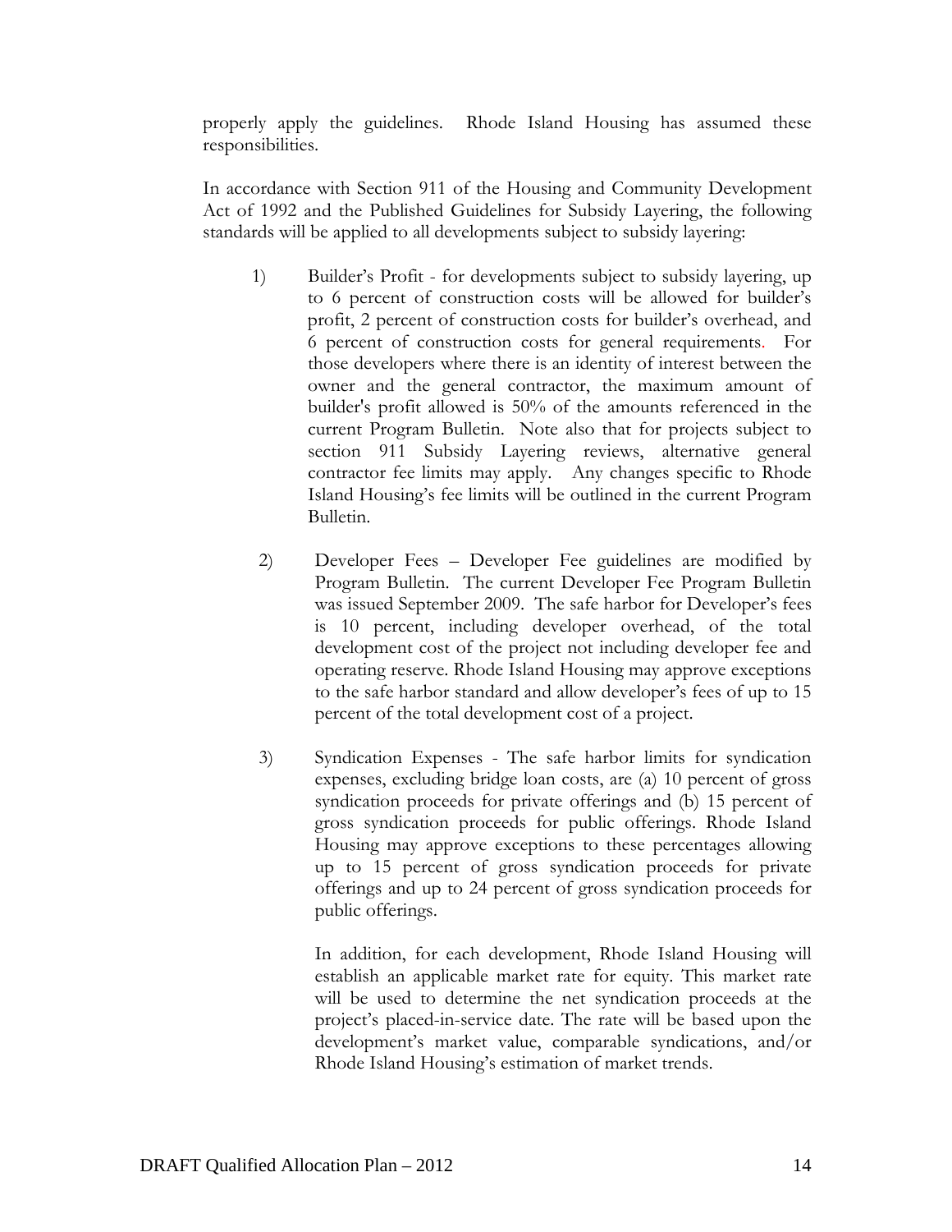properly apply the guidelines. Rhode Island Housing has assumed these responsibilities.

In accordance with Section 911 of the Housing and Community Development Act of 1992 and the Published Guidelines for Subsidy Layering, the following standards will be applied to all developments subject to subsidy layering:

1) Builder's Profit - for developments subject to subsidy layering, up to 6 percent of construction costs will be allowed for builder's profit, 2 percent of construction costs for builder's overhead, and 6 percent of construction costs for general requirements. For those developers where there is an identity of interest between the owner and the general contractor, the maximum amount of builder's profit allowed is 50% of the amounts referenced in the current Program Bulletin. Note also that for projects subject to section 911 Subsidy Layering reviews, alternative general contractor fee limits may apply. Any changes specific to Rhode Island Housing's fee limits will be outlined in the current Program Bulletin.

2) Developer Fees – Developer Fee guidelines are modified by Program Bulletin. The current Developer Fee Program Bulletin was issued September 2009. The safe harbor for Developer's fees is 10 percent, including developer overhead, of the total development cost of the project not including developer fee and operating reserve. Rhode Island Housing may approve exceptions to the safe harbor standard and allow developer's fees of up to 15 percent of the total development cost of a project.

3) Syndication Expenses - The safe harbor limits for syndication expenses, excluding bridge loan costs, are (a) 10 percent of gross syndication proceeds for private offerings and (b) 15 percent of gross syndication proceeds for public offerings. Rhode Island Housing may approve exceptions to these percentages allowing up to 15 percent of gross syndication proceeds for private offerings and up to 24 percent of gross syndication proceeds for public offerings.

   In addition, for each development, Rhode Island Housing will establish an applicable market rate for equity. This market rate will be used to determine the net syndication proceeds at the project's placed-in-service date. The rate will be based upon the development's market value, comparable syndications, and/or Rhode Island Housing's estimation of market trends.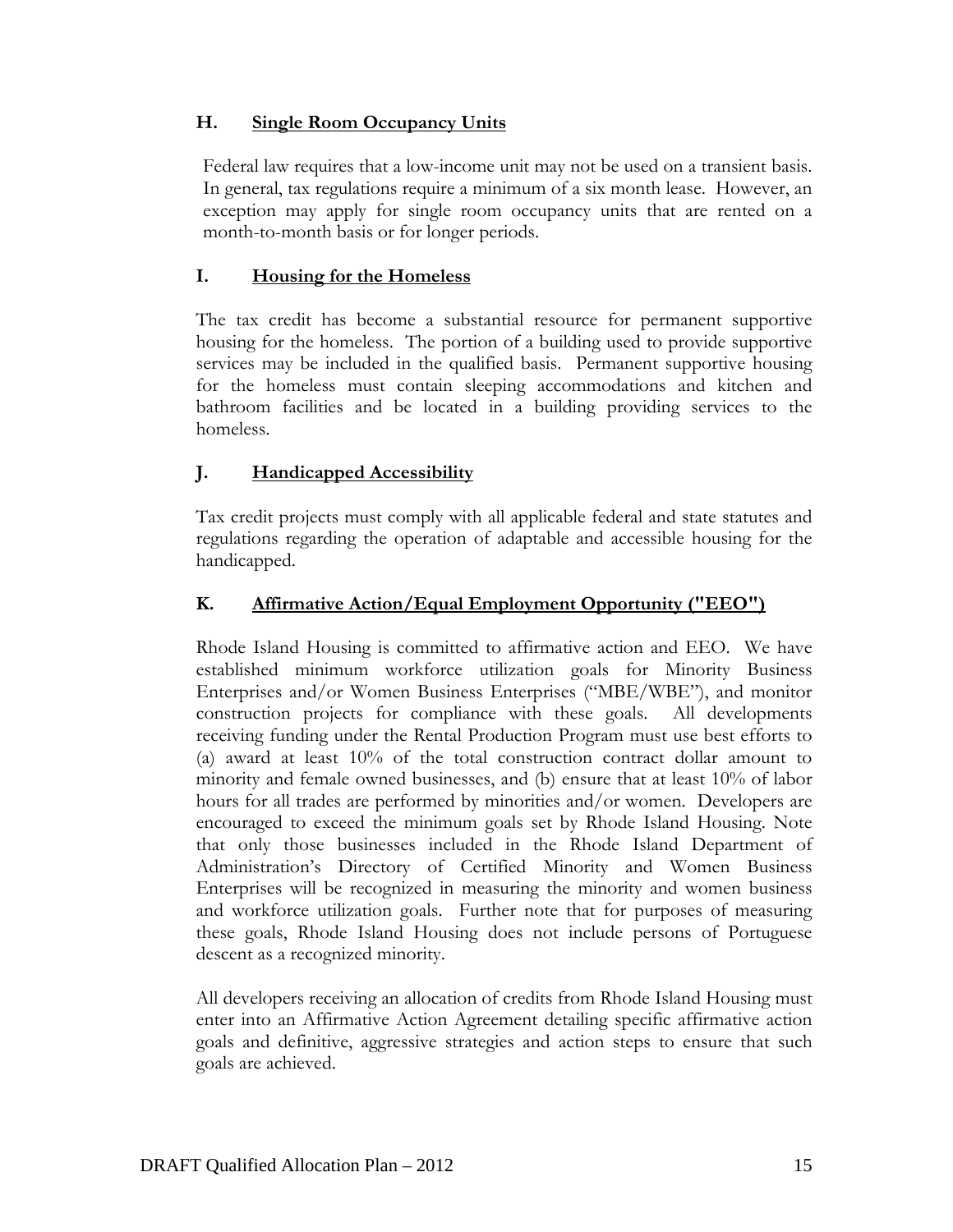### H. Single Room Occupancy Units

Federal law requires that a low-income unit may not be used on a transient basis. In general, tax regulations require a minimum of a six month lease. However, an exception may apply for single room occupancy units that are rented on a month-to-month basis or for longer periods.

### I. Housing for the Homeless

The tax credit has become a substantial resource for permanent supportive housing for the homeless. The portion of a building used to provide supportive services may be included in the qualified basis. Permanent supportive housing for the homeless must contain sleeping accommodations and kitchen and bathroom facilities and be located in a building providing services to the homeless.

### J. Handicapped Accessibility

Tax credit projects must comply with all applicable federal and state statutes and regulations regarding the operation of adaptable and accessible housing for the handicapped.

### K. Affirmative Action/Equal Employment Opportunity ("EEO")

Rhode Island Housing is committed to affirmative action and EEO. We have established minimum workforce utilization goals for Minority Business Enterprises and/or Women Business Enterprises ("MBE/WBE"), and monitor construction projects for compliance with these goals. All developments receiving funding under the Rental Production Program must use best efforts to (a) award at least 10% of the total construction contract dollar amount to minority and female owned businesses, and (b) ensure that at least 10% of labor hours for all trades are performed by minorities and/or women. Developers are encouraged to exceed the minimum goals set by Rhode Island Housing. Note that only those businesses included in the Rhode Island Department of Administration's Directory of Certified Minority and Women Business Enterprises will be recognized in measuring the minority and women business and workforce utilization goals. Further note that for purposes of measuring these goals, Rhode Island Housing does not include persons of Portuguese descent as a recognized minority.

All developers receiving an allocation of credits from Rhode Island Housing must enter into an Affirmative Action Agreement detailing specific affirmative action goals and definitive, aggressive strategies and action steps to ensure that such goals are achieved.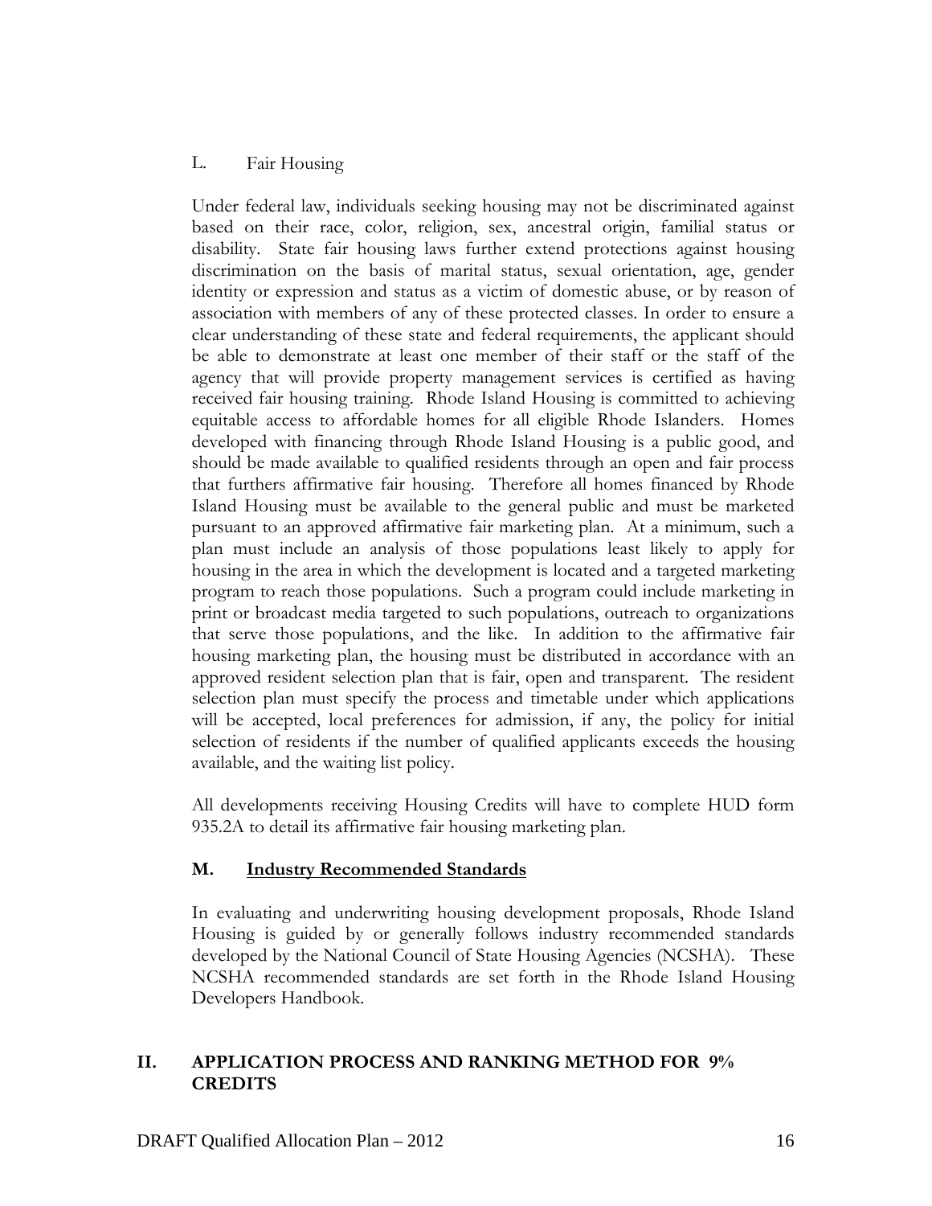### L. Fair Housing

Under federal law, individuals seeking housing may not be discriminated against based on their race, color, religion, sex, ancestral origin, familial status or disability. State fair housing laws further extend protections against housing discrimination on the basis of marital status, sexual orientation, age, gender identity or expression and status as a victim of domestic abuse, or by reason of association with members of any of these protected classes. In order to ensure a clear understanding of these state and federal requirements, the applicant should be able to demonstrate at least one member of their staff or the staff of the agency that will provide property management services is certified as having received fair housing training. Rhode Island Housing is committed to achieving equitable access to affordable homes for all eligible Rhode Islanders. Homes developed with financing through Rhode Island Housing is a public good, and should be made available to qualified residents through an open and fair process that furthers affirmative fair housing. Therefore all homes financed by Rhode Island Housing must be available to the general public and must be marketed pursuant to an approved affirmative fair marketing plan. At a minimum, such a plan must include an analysis of those populations least likely to apply for housing in the area in which the development is located and a targeted marketing program to reach those populations. Such a program could include marketing in print or broadcast media targeted to such populations, outreach to organizations that serve those populations, and the like. In addition to the affirmative fair housing marketing plan, the housing must be distributed in accordance with an approved resident selection plan that is fair, open and transparent. The resident selection plan must specify the process and timetable under which applications will be accepted, local preferences for admission, if any, the policy for initial selection of residents if the number of qualified applicants exceeds the housing available, and the waiting list policy.

All developments receiving Housing Credits will have to complete HUD form 935.2A to detail its affirmative fair housing marketing plan.

### M. Industry Recommended Standards

In evaluating and underwriting housing development proposals, Rhode Island Housing is guided by or generally follows industry recommended standards developed by the National Council of State Housing Agencies (NCSHA). These NCSHA recommended standards are set forth in the Rhode Island Housing Developers Handbook.

## II. APPLICATION PROCESS AND RANKING METHOD FOR 9% CREDITS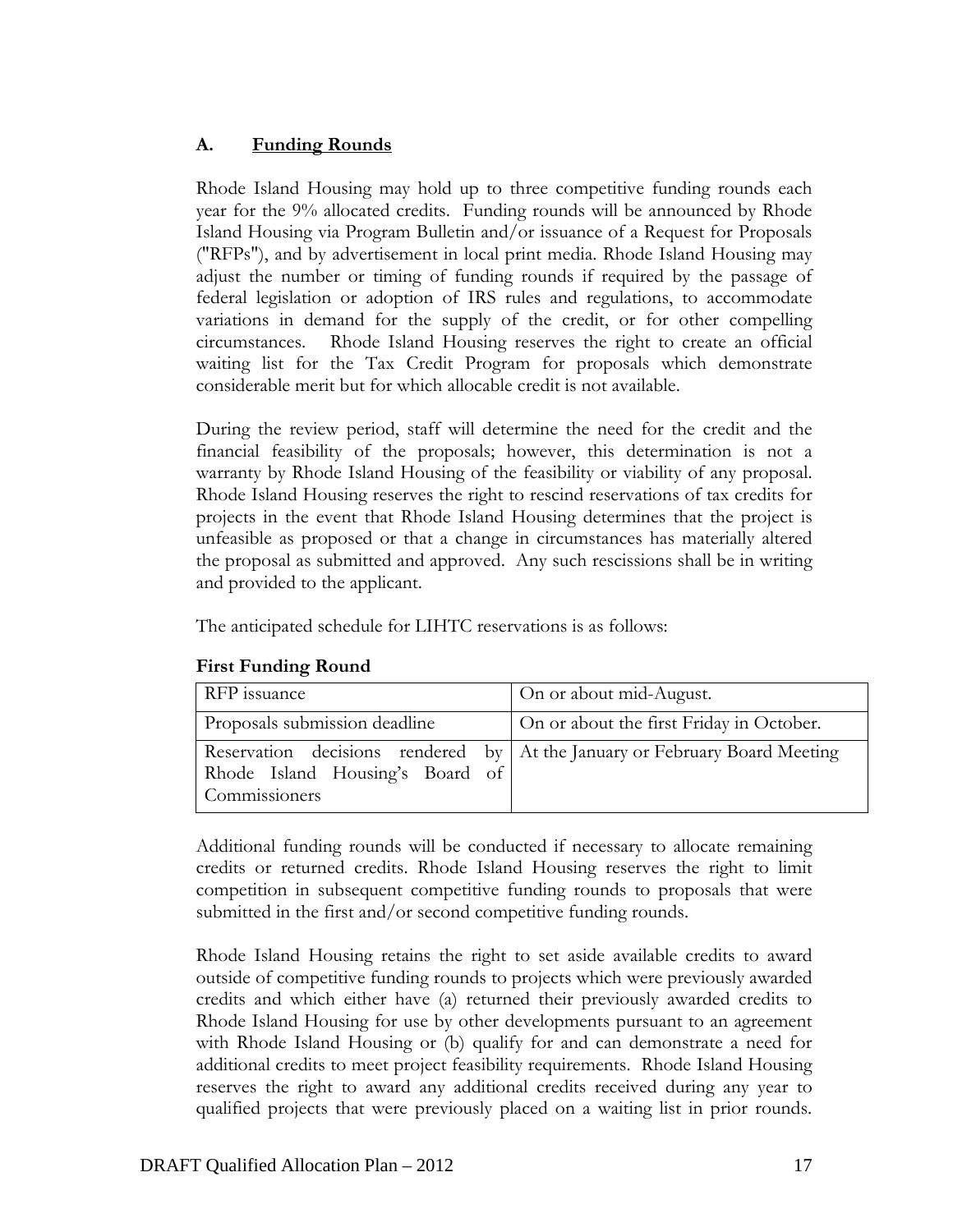### A. Funding Rounds

Rhode Island Housing may hold up to three competitive funding rounds each year for the 9% allocated credits. Funding rounds will be announced by Rhode Island Housing via Program Bulletin and/or issuance of a Request for Proposals ("RFPs"), and by advertisement in local print media. Rhode Island Housing may adjust the number or timing of funding rounds if required by the passage of federal legislation or adoption of IRS rules and regulations, to accommodate variations in demand for the supply of the credit, or for other compelling circumstances. Rhode Island Housing reserves the right to create an official waiting list for the Tax Credit Program for proposals which demonstrate considerable merit but for which allocable credit is not available.

During the review period, staff will determine the need for the credit and the financial feasibility of the proposals; however, this determination is not a warranty by Rhode Island Housing of the feasibility or viability of any proposal. Rhode Island Housing reserves the right to rescind reservations of tax credits for projects in the event that Rhode Island Housing determines that the project is unfeasible as proposed or that a change in circumstances has materially altered the proposal as submitted and approved. Any such rescissions shall be in writing and provided to the applicant.

The anticipated schedule for LIHTC reservations is as follows:

**First Funding Round**

| | |
|---|---|
| RFP issuance | On or about mid-August. |
| Proposals submission deadline | On or about the first Friday in October. |
| Reservation decisions rendered by Rhode Island Housing's Board of Commissioners | At the January or February Board Meeting |

Additional funding rounds will be conducted if necessary to allocate remaining credits or returned credits. Rhode Island Housing reserves the right to limit competition in subsequent competitive funding rounds to proposals that were submitted in the first and/or second competitive funding rounds.

Rhode Island Housing retains the right to set aside available credits to award outside of competitive funding rounds to projects which were previously awarded credits and which either have (a) returned their previously awarded credits to Rhode Island Housing for use by other developments pursuant to an agreement with Rhode Island Housing or (b) qualify for and can demonstrate a need for additional credits to meet project feasibility requirements. Rhode Island Housing reserves the right to award any additional credits received during any year to qualified projects that were previously placed on a waiting list in prior rounds.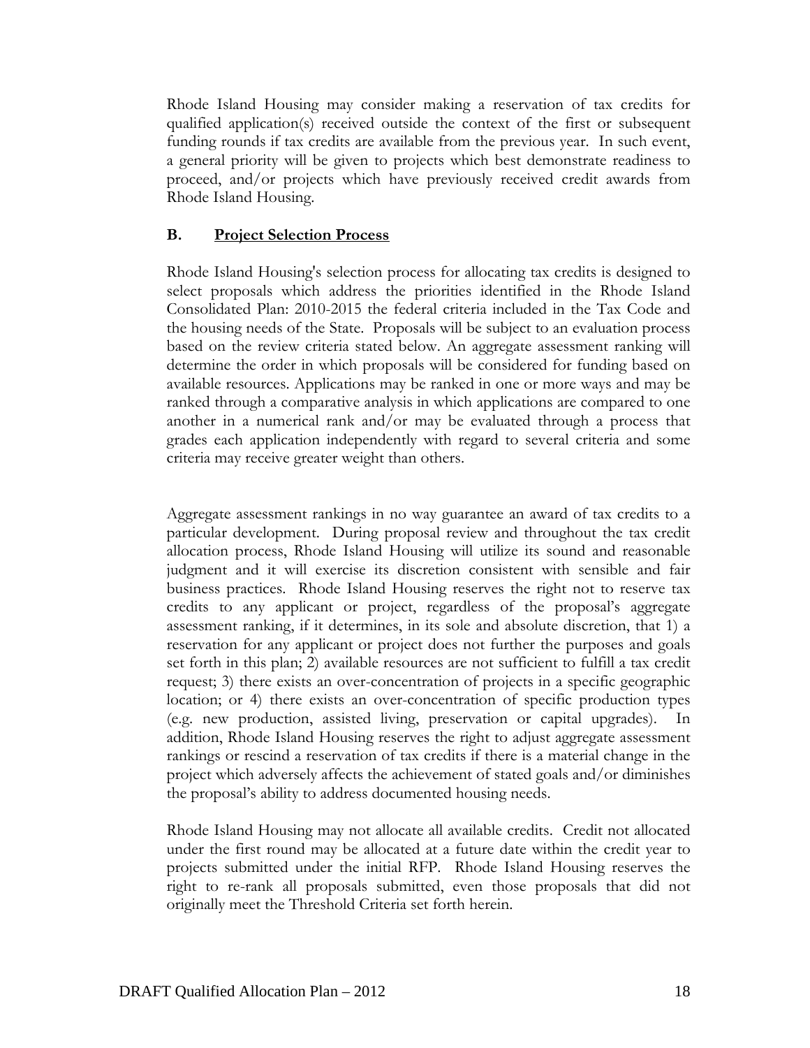Rhode Island Housing may consider making a reservation of tax credits for qualified application(s) received outside the context of the first or subsequent funding rounds if tax credits are available from the previous year. In such event, a general priority will be given to projects which best demonstrate readiness to proceed, and/or projects which have previously received credit awards from Rhode Island Housing.

### B. Project Selection Process

Rhode Island Housing's selection process for allocating tax credits is designed to select proposals which address the priorities identified in the Rhode Island Consolidated Plan: 2010-2015 the federal criteria included in the Tax Code and the housing needs of the State. Proposals will be subject to an evaluation process based on the review criteria stated below. An aggregate assessment ranking will determine the order in which proposals will be considered for funding based on available resources. Applications may be ranked in one or more ways and may be ranked through a comparative analysis in which applications are compared to one another in a numerical rank and/or may be evaluated through a process that grades each application independently with regard to several criteria and some criteria may receive greater weight than others.

Aggregate assessment rankings in no way guarantee an award of tax credits to a particular development. During proposal review and throughout the tax credit allocation process, Rhode Island Housing will utilize its sound and reasonable judgment and it will exercise its discretion consistent with sensible and fair business practices. Rhode Island Housing reserves the right not to reserve tax credits to any applicant or project, regardless of the proposal's aggregate assessment ranking, if it determines, in its sole and absolute discretion, that 1) a reservation for any applicant or project does not further the purposes and goals set forth in this plan; 2) available resources are not sufficient to fulfill a tax credit request; 3) there exists an over-concentration of projects in a specific geographic location; or 4) there exists an over-concentration of specific production types (e.g. new production, assisted living, preservation or capital upgrades). In addition, Rhode Island Housing reserves the right to adjust aggregate assessment rankings or rescind a reservation of tax credits if there is a material change in the project which adversely affects the achievement of stated goals and/or diminishes the proposal's ability to address documented housing needs.

Rhode Island Housing may not allocate all available credits. Credit not allocated under the first round may be allocated at a future date within the credit year to projects submitted under the initial RFP. Rhode Island Housing reserves the right to re-rank all proposals submitted, even those proposals that did not originally meet the Threshold Criteria set forth herein.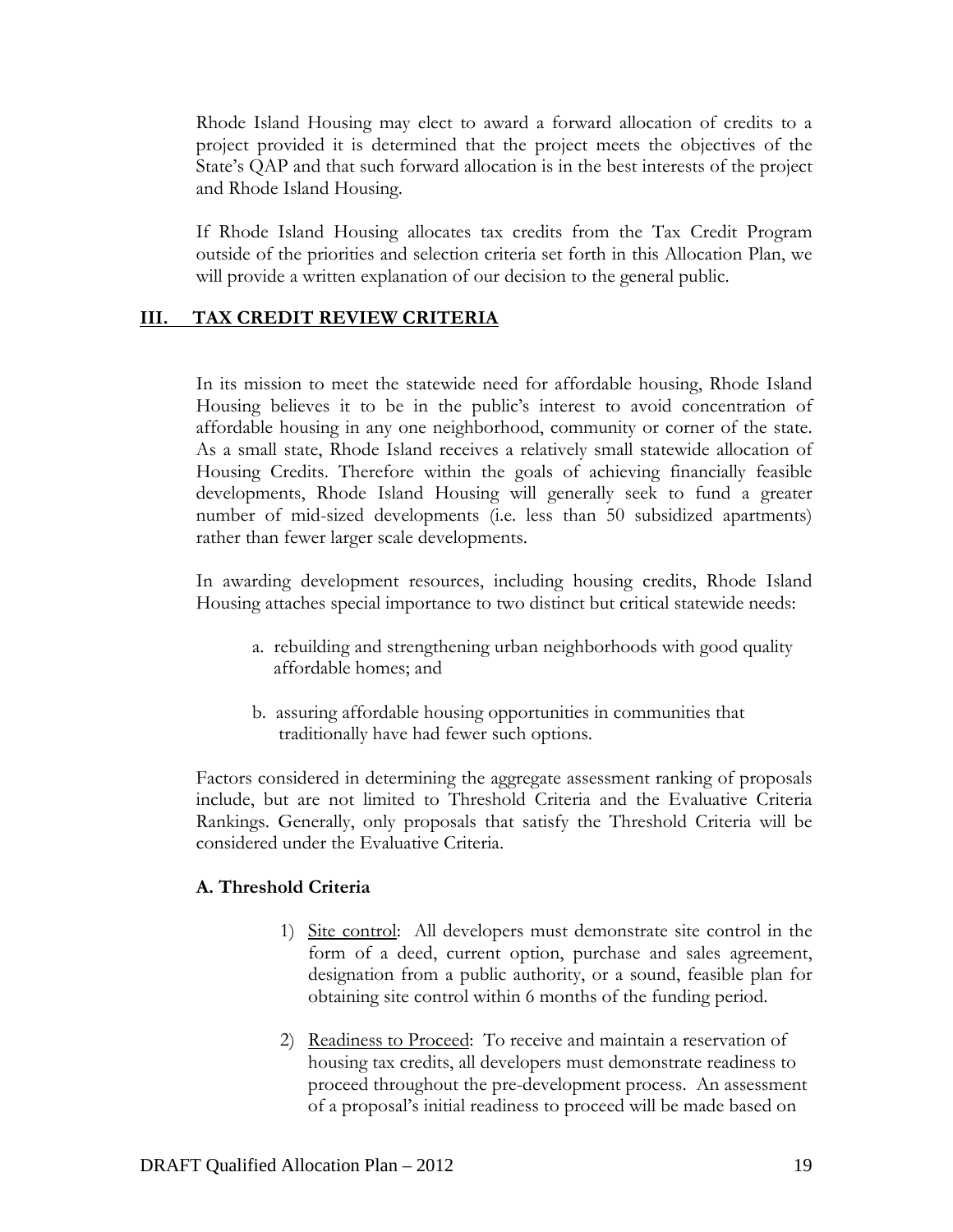Rhode Island Housing may elect to award a forward allocation of credits to a project provided it is determined that the project meets the objectives of the State's QAP and that such forward allocation is in the best interests of the project and Rhode Island Housing.

If Rhode Island Housing allocates tax credits from the Tax Credit Program outside of the priorities and selection criteria set forth in this Allocation Plan, we will provide a written explanation of our decision to the general public.

## III. TAX CREDIT REVIEW CRITERIA

In its mission to meet the statewide need for affordable housing, Rhode Island Housing believes it to be in the public's interest to avoid concentration of affordable housing in any one neighborhood, community or corner of the state. As a small state, Rhode Island receives a relatively small statewide allocation of Housing Credits. Therefore within the goals of achieving financially feasible developments, Rhode Island Housing will generally seek to fund a greater number of mid-sized developments (i.e. less than 50 subsidized apartments) rather than fewer larger scale developments.

In awarding development resources, including housing credits, Rhode Island Housing attaches special importance to two distinct but critical statewide needs:

a. rebuilding and strengthening urban neighborhoods with good quality affordable homes; and

b. assuring affordable housing opportunities in communities that traditionally have had fewer such options.

Factors considered in determining the aggregate assessment ranking of proposals include, but are not limited to Threshold Criteria and the Evaluative Criteria Rankings. Generally, only proposals that satisfy the Threshold Criteria will be considered under the Evaluative Criteria.

### A. Threshold Criteria

1) Site control: All developers must demonstrate site control in the form of a deed, current option, purchase and sales agreement, designation from a public authority, or a sound, feasible plan for obtaining site control within 6 months of the funding period.

2) Readiness to Proceed: To receive and maintain a reservation of housing tax credits, all developers must demonstrate readiness to proceed throughout the pre-development process. An assessment of a proposal's initial readiness to proceed will be made based on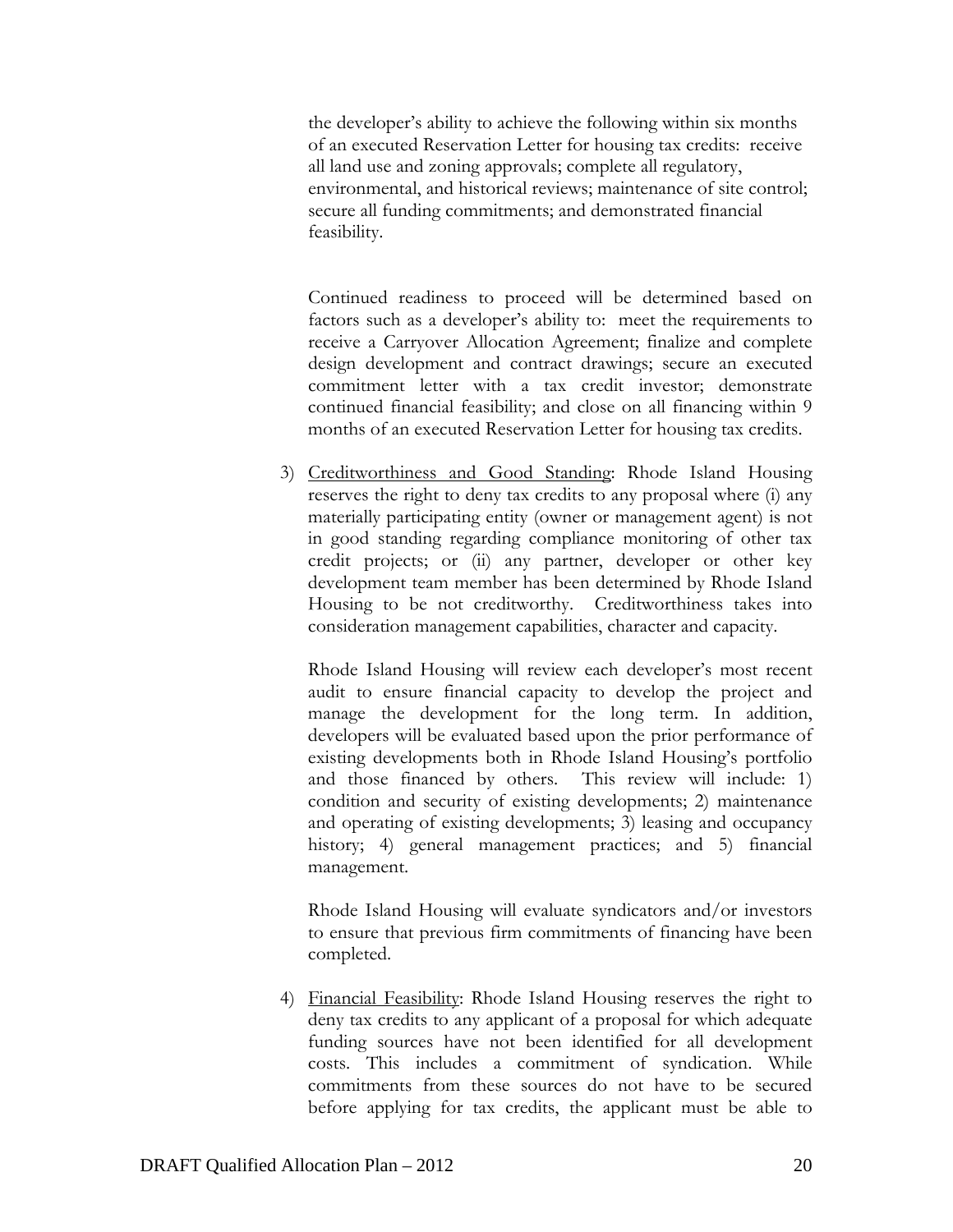the developer's ability to achieve the following within six months of an executed Reservation Letter for housing tax credits: receive all land use and zoning approvals; complete all regulatory, environmental, and historical reviews; maintenance of site control; secure all funding commitments; and demonstrated financial feasibility.

Continued readiness to proceed will be determined based on factors such as a developer's ability to: meet the requirements to receive a Carryover Allocation Agreement; finalize and complete design development and contract drawings; secure an executed commitment letter with a tax credit investor; demonstrate continued financial feasibility; and close on all financing within 9 months of an executed Reservation Letter for housing tax credits.

3) Creditworthiness and Good Standing: Rhode Island Housing reserves the right to deny tax credits to any proposal where (i) any materially participating entity (owner or management agent) is not in good standing regarding compliance monitoring of other tax credit projects; or (ii) any partner, developer or other key development team member has been determined by Rhode Island Housing to be not creditworthy. Creditworthiness takes into consideration management capabilities, character and capacity.

   Rhode Island Housing will review each developer's most recent audit to ensure financial capacity to develop the project and manage the development for the long term. In addition, developers will be evaluated based upon the prior performance of existing developments both in Rhode Island Housing's portfolio and those financed by others. This review will include: 1) condition and security of existing developments; 2) maintenance and operating of existing developments; 3) leasing and occupancy history; 4) general management practices; and 5) financial management.

   Rhode Island Housing will evaluate syndicators and/or investors to ensure that previous firm commitments of financing have been completed.

4) Financial Feasibility: Rhode Island Housing reserves the right to deny tax credits to any applicant of a proposal for which adequate funding sources have not been identified for all development costs. This includes a commitment of syndication. While commitments from these sources do not have to be secured before applying for tax credits, the applicant must be able to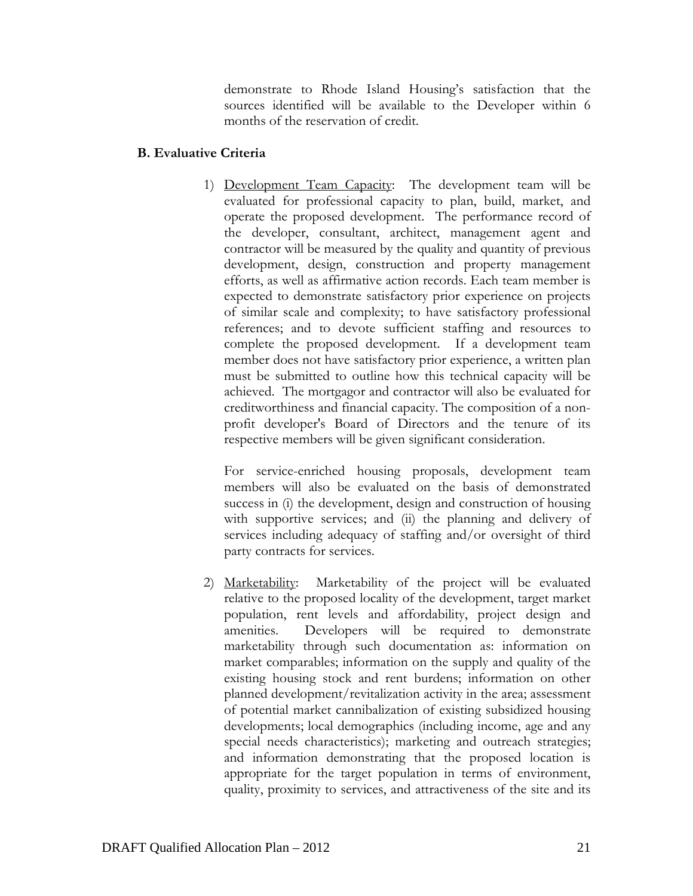demonstrate to Rhode Island Housing's satisfaction that the sources identified will be available to the Developer within 6 months of the reservation of credit.

### B. Evaluative Criteria

1) Development Team Capacity: The development team will be evaluated for professional capacity to plan, build, market, and operate the proposed development. The performance record of the developer, consultant, architect, management agent and contractor will be measured by the quality and quantity of previous development, design, construction and property management efforts, as well as affirmative action records. Each team member is expected to demonstrate satisfactory prior experience on projects of similar scale and complexity; to have satisfactory professional references; and to devote sufficient staffing and resources to complete the proposed development. If a development team member does not have satisfactory prior experience, a written plan must be submitted to outline how this technical capacity will be achieved. The mortgagor and contractor will also be evaluated for creditworthiness and financial capacity. The composition of a non-profit developer's Board of Directors and the tenure of its respective members will be given significant consideration.

   For service-enriched housing proposals, development team members will also be evaluated on the basis of demonstrated success in (i) the development, design and construction of housing with supportive services; and (ii) the planning and delivery of services including adequacy of staffing and/or oversight of third party contracts for services.

2) Marketability: Marketability of the project will be evaluated relative to the proposed locality of the development, target market population, rent levels and affordability, project design and amenities. Developers will be required to demonstrate marketability through such documentation as: information on market comparables; information on the supply and quality of the existing housing stock and rent burdens; information on other planned development/revitalization activity in the area; assessment of potential market cannibalization of existing subsidized housing developments; local demographics (including income, age and any special needs characteristics); marketing and outreach strategies; and information demonstrating that the proposed location is appropriate for the target population in terms of environment, quality, proximity to services, and attractiveness of the site and its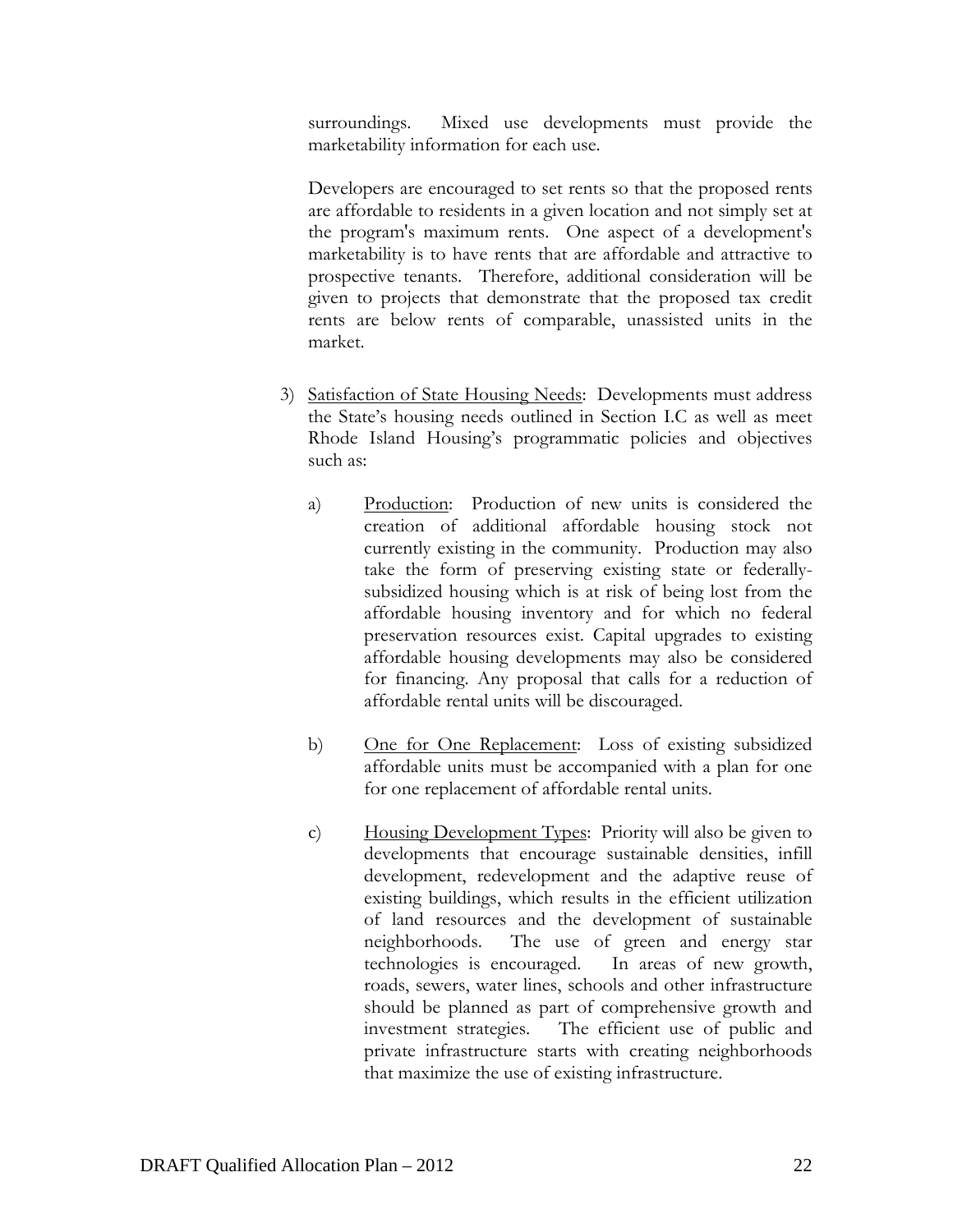surroundings. Mixed use developments must provide the marketability information for each use.

Developers are encouraged to set rents so that the proposed rents are affordable to residents in a given location and not simply set at the program's maximum rents. One aspect of a development's marketability is to have rents that are affordable and attractive to prospective tenants. Therefore, additional consideration will be given to projects that demonstrate that the proposed tax credit rents are below rents of comparable, unassisted units in the market.

3) Satisfaction of State Housing Needs: Developments must address the State's housing needs outlined in Section I.C as well as meet Rhode Island Housing's programmatic policies and objectives such as:

   a) Production: Production of new units is considered the creation of additional affordable housing stock not currently existing in the community. Production may also take the form of preserving existing state or federally-subsidized housing which is at risk of being lost from the affordable housing inventory and for which no federal preservation resources exist. Capital upgrades to existing affordable housing developments may also be considered for financing. Any proposal that calls for a reduction of affordable rental units will be discouraged.

   b) One for One Replacement: Loss of existing subsidized affordable units must be accompanied with a plan for one for one replacement of affordable rental units.

   c) Housing Development Types: Priority will also be given to developments that encourage sustainable densities, infill development, redevelopment and the adaptive reuse of existing buildings, which results in the efficient utilization of land resources and the development of sustainable neighborhoods. The use of green and energy star technologies is encouraged. In areas of new growth, roads, sewers, water lines, schools and other infrastructure should be planned as part of comprehensive growth and investment strategies. The efficient use of public and private infrastructure starts with creating neighborhoods that maximize the use of existing infrastructure.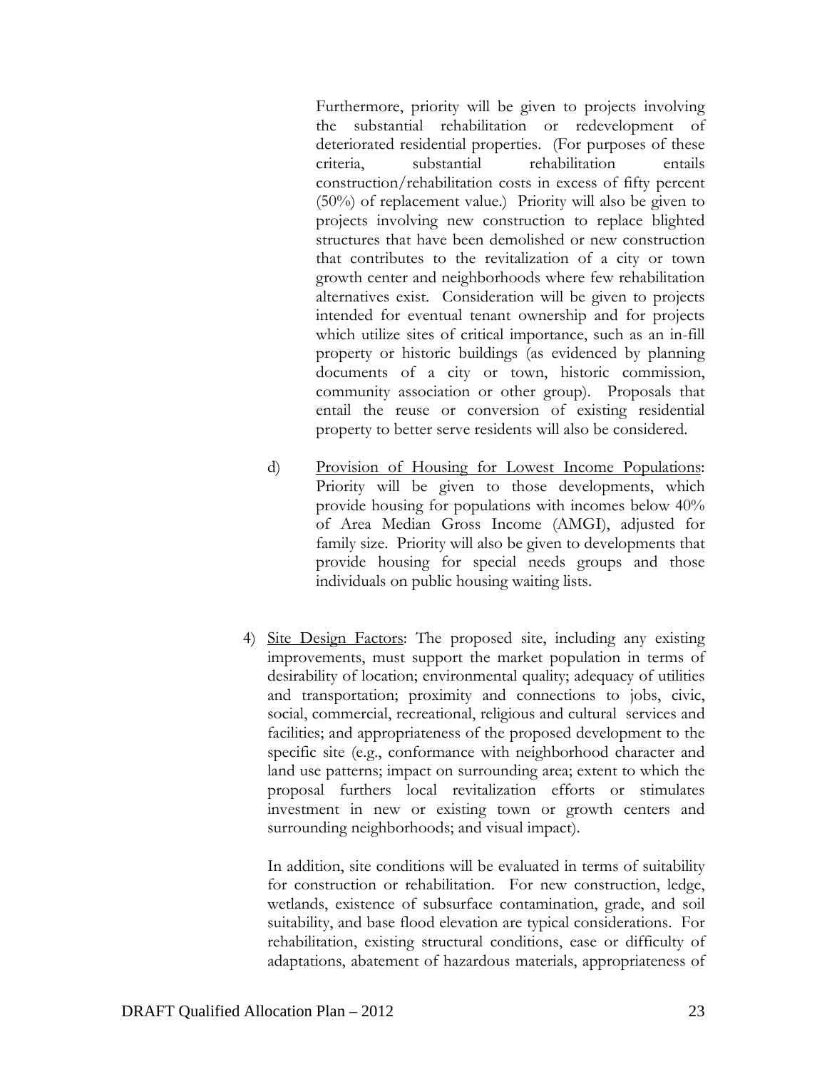Furthermore, priority will be given to projects involving the substantial rehabilitation or redevelopment of deteriorated residential properties. (For purposes of these criteria, substantial rehabilitation entails construction/rehabilitation costs in excess of fifty percent (50%) of replacement value.) Priority will also be given to projects involving new construction to replace blighted structures that have been demolished or new construction that contributes to the revitalization of a city or town growth center and neighborhoods where few rehabilitation alternatives exist. Consideration will be given to projects intended for eventual tenant ownership and for projects which utilize sites of critical importance, such as an in-fill property or historic buildings (as evidenced by planning documents of a city or town, historic commission, community association or other group). Proposals that entail the reuse or conversion of existing residential property to better serve residents will also be considered.

d) Provision of Housing for Lowest Income Populations: Priority will be given to those developments, which provide housing for populations with incomes below 40% of Area Median Gross Income (AMGI), adjusted for family size. Priority will also be given to developments that provide housing for special needs groups and those individuals on public housing waiting lists.

4) Site Design Factors: The proposed site, including any existing improvements, must support the market population in terms of desirability of location; environmental quality; adequacy of utilities and transportation; proximity and connections to jobs, civic, social, commercial, recreational, religious and cultural services and facilities; and appropriateness of the proposed development to the specific site (e.g., conformance with neighborhood character and land use patterns; impact on surrounding area; extent to which the proposal furthers local revitalization efforts or stimulates investment in new or existing town or growth centers and surrounding neighborhoods; and visual impact).

In addition, site conditions will be evaluated in terms of suitability for construction or rehabilitation. For new construction, ledge, wetlands, existence of subsurface contamination, grade, and soil suitability, and base flood elevation are typical considerations. For rehabilitation, existing structural conditions, ease or difficulty of adaptations, abatement of hazardous materials, appropriateness of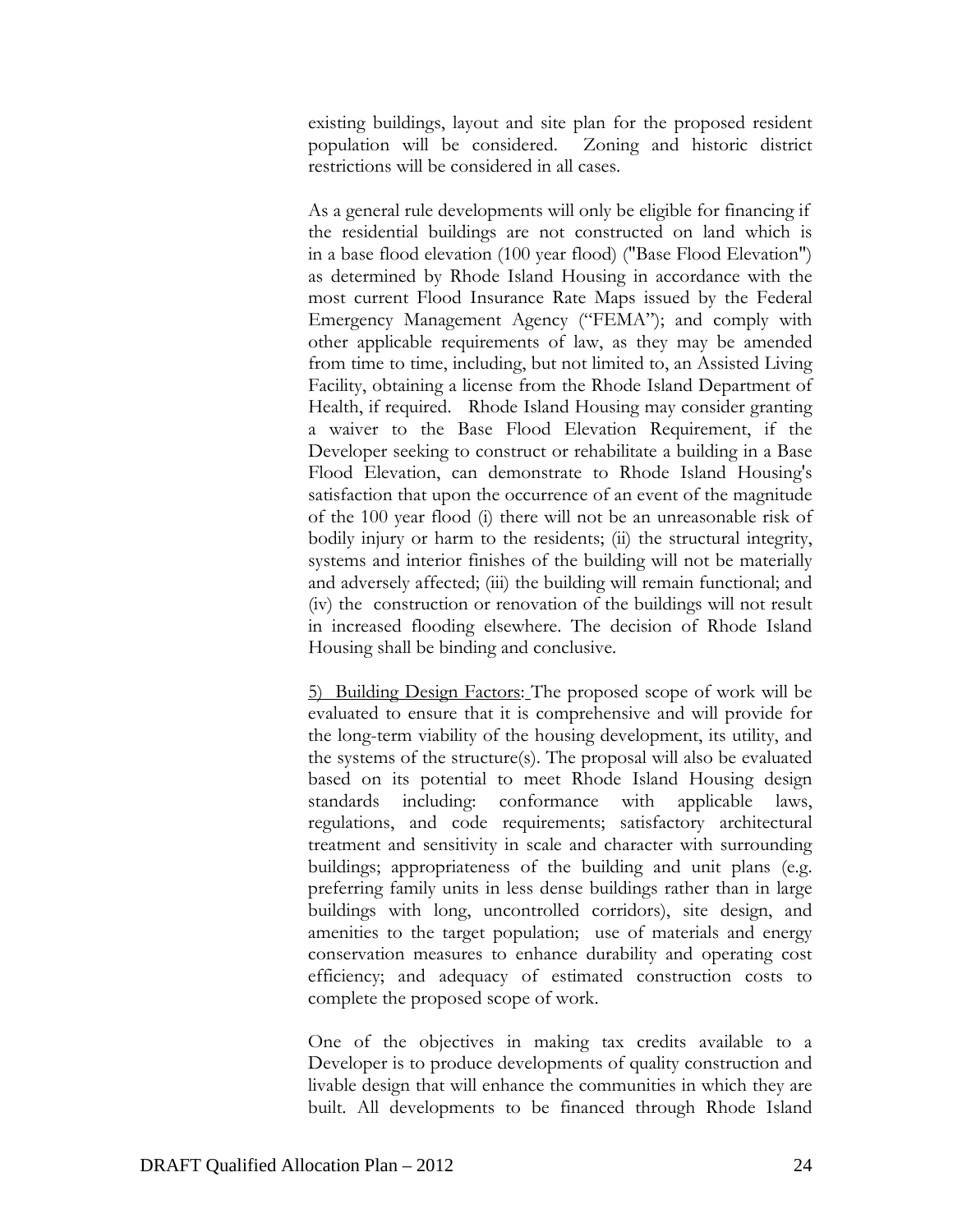existing buildings, layout and site plan for the proposed resident population will be considered. Zoning and historic district restrictions will be considered in all cases.

As a general rule developments will only be eligible for financing if the residential buildings are not constructed on land which is in a base flood elevation (100 year flood) ("Base Flood Elevation") as determined by Rhode Island Housing in accordance with the most current Flood Insurance Rate Maps issued by the Federal Emergency Management Agency ("FEMA"); and comply with other applicable requirements of law, as they may be amended from time to time, including, but not limited to, an Assisted Living Facility, obtaining a license from the Rhode Island Department of Health, if required. Rhode Island Housing may consider granting a waiver to the Base Flood Elevation Requirement, if the Developer seeking to construct or rehabilitate a building in a Base Flood Elevation, can demonstrate to Rhode Island Housing's satisfaction that upon the occurrence of an event of the magnitude of the 100 year flood (i) there will not be an unreasonable risk of bodily injury or harm to the residents; (ii) the structural integrity, systems and interior finishes of the building will not be materially and adversely affected; (iii) the building will remain functional; and (iv) the construction or renovation of the buildings will not result in increased flooding elsewhere. The decision of Rhode Island Housing shall be binding and conclusive.

<u>5) Building Design Factors:</u> The proposed scope of work will be evaluated to ensure that it is comprehensive and will provide for the long-term viability of the housing development, its utility, and the systems of the structure(s). The proposal will also be evaluated based on its potential to meet Rhode Island Housing design standards including: conformance with applicable laws, regulations, and code requirements; satisfactory architectural treatment and sensitivity in scale and character with surrounding buildings; appropriateness of the building and unit plans (e.g. preferring family units in less dense buildings rather than in large buildings with long, uncontrolled corridors), site design, and amenities to the target population; use of materials and energy conservation measures to enhance durability and operating cost efficiency; and adequacy of estimated construction costs to complete the proposed scope of work.

One of the objectives in making tax credits available to a Developer is to produce developments of quality construction and livable design that will enhance the communities in which they are built. All developments to be financed through Rhode Island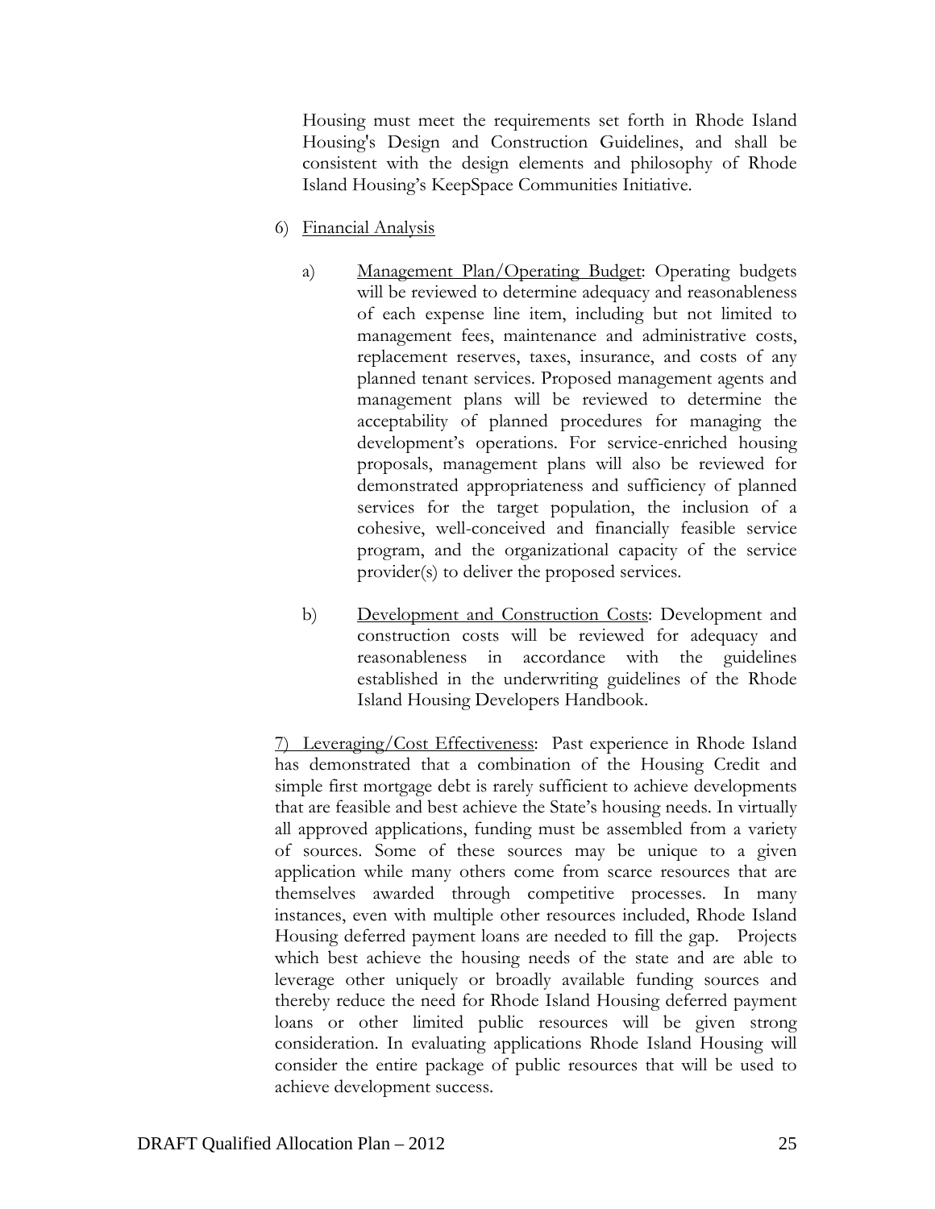Housing must meet the requirements set forth in Rhode Island Housing's Design and Construction Guidelines, and shall be consistent with the design elements and philosophy of Rhode Island Housing's KeepSpace Communities Initiative.

6) Financial Analysis

a) Management Plan/Operating Budget: Operating budgets will be reviewed to determine adequacy and reasonableness of each expense line item, including but not limited to management fees, maintenance and administrative costs, replacement reserves, taxes, insurance, and costs of any planned tenant services. Proposed management agents and management plans will be reviewed to determine the acceptability of planned procedures for managing the development's operations. For service-enriched housing proposals, management plans will also be reviewed for demonstrated appropriateness and sufficiency of planned services for the target population, the inclusion of a cohesive, well-conceived and financially feasible service program, and the organizational capacity of the service provider(s) to deliver the proposed services.

b) Development and Construction Costs: Development and construction costs will be reviewed for adequacy and reasonableness in accordance with the guidelines established in the underwriting guidelines of the Rhode Island Housing Developers Handbook.

7) Leveraging/Cost Effectiveness: Past experience in Rhode Island has demonstrated that a combination of the Housing Credit and simple first mortgage debt is rarely sufficient to achieve developments that are feasible and best achieve the State's housing needs. In virtually all approved applications, funding must be assembled from a variety of sources. Some of these sources may be unique to a given application while many others come from scarce resources that are themselves awarded through competitive processes. In many instances, even with multiple other resources included, Rhode Island Housing deferred payment loans are needed to fill the gap. Projects which best achieve the housing needs of the state and are able to leverage other uniquely or broadly available funding sources and thereby reduce the need for Rhode Island Housing deferred payment loans or other limited public resources will be given strong consideration. In evaluating applications Rhode Island Housing will consider the entire package of public resources that will be used to achieve development success.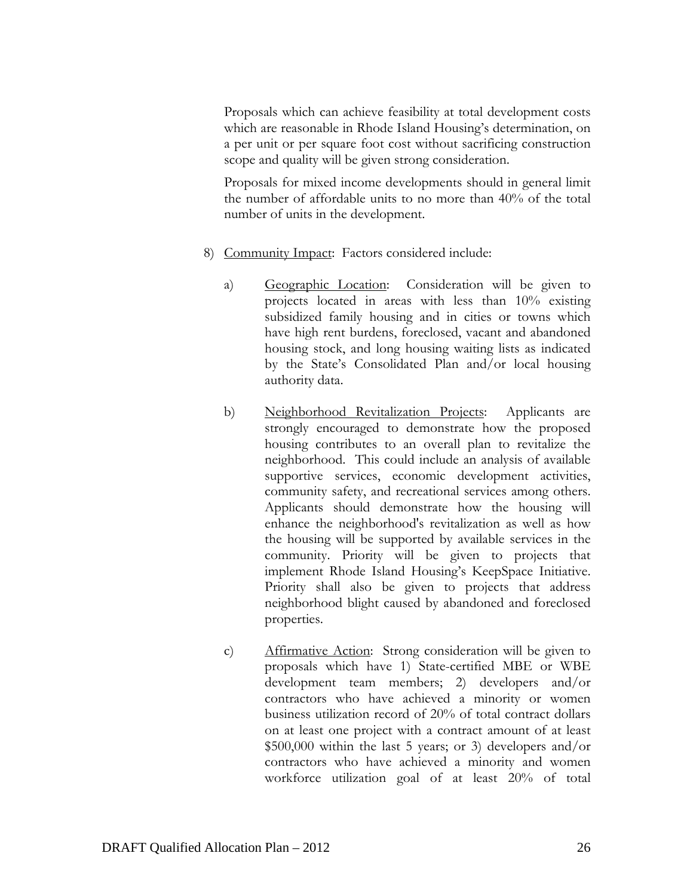Proposals which can achieve feasibility at total development costs which are reasonable in Rhode Island Housing's determination, on a per unit or per square foot cost without sacrificing construction scope and quality will be given strong consideration.

Proposals for mixed income developments should in general limit the number of affordable units to no more than 40% of the total number of units in the development.

8) Community Impact: Factors considered include:

   a) Geographic Location: Consideration will be given to projects located in areas with less than 10% existing subsidized family housing and in cities or towns which have high rent burdens, foreclosed, vacant and abandoned housing stock, and long housing waiting lists as indicated by the State's Consolidated Plan and/or local housing authority data.

   b) Neighborhood Revitalization Projects: Applicants are strongly encouraged to demonstrate how the proposed housing contributes to an overall plan to revitalize the neighborhood. This could include an analysis of available supportive services, economic development activities, community safety, and recreational services among others. Applicants should demonstrate how the housing will enhance the neighborhood's revitalization as well as how the housing will be supported by available services in the community. Priority will be given to projects that implement Rhode Island Housing's KeepSpace Initiative. Priority shall also be given to projects that address neighborhood blight caused by abandoned and foreclosed properties.

   c) Affirmative Action: Strong consideration will be given to proposals which have 1) State-certified MBE or WBE development team members; 2) developers and/or contractors who have achieved a minority or women business utilization record of 20% of total contract dollars on at least one project with a contract amount of at least $500,000 within the last 5 years; or 3) developers and/or contractors who have achieved a minority and women workforce utilization goal of at least 20% of total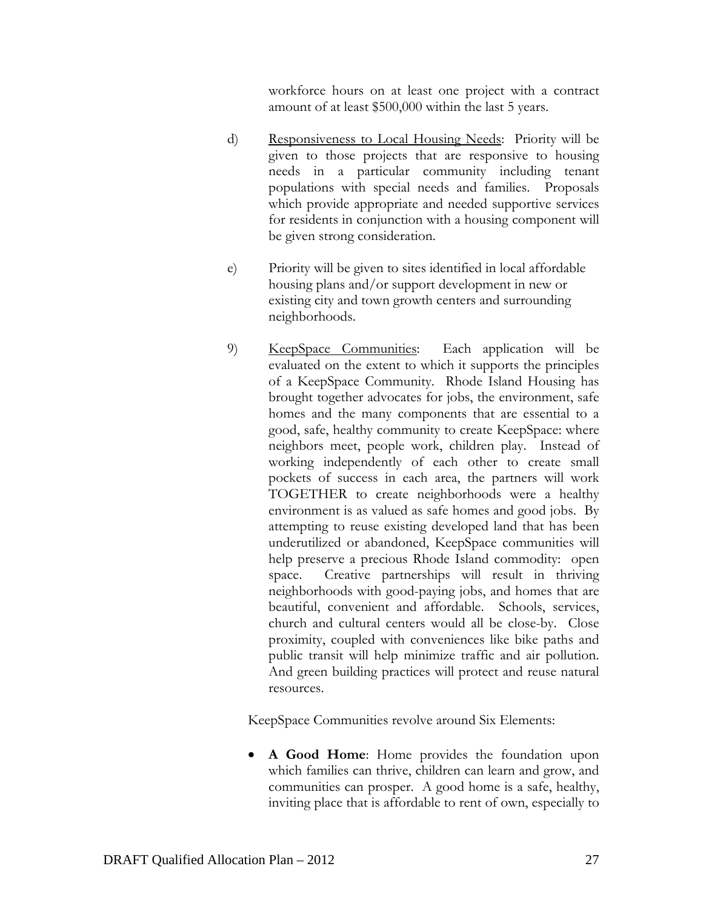workforce hours on at least one project with a contract amount of at least $500,000 within the last 5 years.

d) Responsiveness to Local Housing Needs: Priority will be given to those projects that are responsive to housing needs in a particular community including tenant populations with special needs and families. Proposals which provide appropriate and needed supportive services for residents in conjunction with a housing component will be given strong consideration.

e) Priority will be given to sites identified in local affordable housing plans and/or support development in new or existing city and town growth centers and surrounding neighborhoods.

9) KeepSpace Communities: Each application will be evaluated on the extent to which it supports the principles of a KeepSpace Community. Rhode Island Housing has brought together advocates for jobs, the environment, safe homes and the many components that are essential to a good, safe, healthy community to create KeepSpace: where neighbors meet, people work, children play. Instead of working independently of each other to create small pockets of success in each area, the partners will work TOGETHER to create neighborhoods were a healthy environment is as valued as safe homes and good jobs. By attempting to reuse existing developed land that has been underutilized or abandoned, KeepSpace communities will help preserve a precious Rhode Island commodity: open space. Creative partnerships will result in thriving neighborhoods with good-paying jobs, and homes that are beautiful, convenient and affordable. Schools, services, church and cultural centers would all be close-by. Close proximity, coupled with conveniences like bike paths and public transit will help minimize traffic and air pollution. And green building practices will protect and reuse natural resources.

KeepSpace Communities revolve around Six Elements:

- **A Good Home**: Home provides the foundation upon which families can thrive, children can learn and grow, and communities can prosper. A good home is a safe, healthy, inviting place that is affordable to rent of own, especially to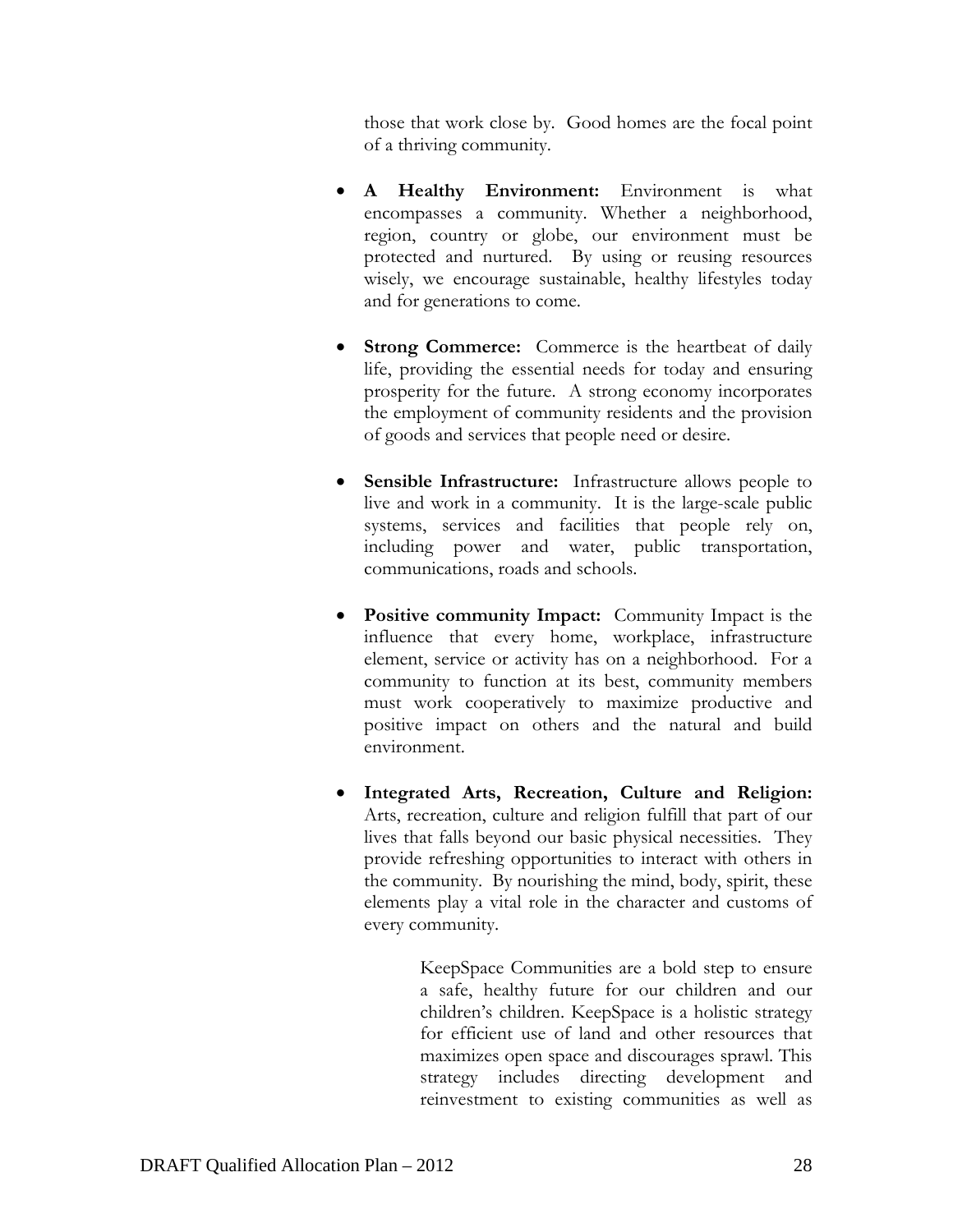those that work close by. Good homes are the focal point of a thriving community.

- **A Healthy Environment:** Environment is what encompasses a community. Whether a neighborhood, region, country or globe, our environment must be protected and nurtured. By using or reusing resources wisely, we encourage sustainable, healthy lifestyles today and for generations to come.

- **Strong Commerce:** Commerce is the heartbeat of daily life, providing the essential needs for today and ensuring prosperity for the future. A strong economy incorporates the employment of community residents and the provision of goods and services that people need or desire.

- **Sensible Infrastructure:** Infrastructure allows people to live and work in a community. It is the large-scale public systems, services and facilities that people rely on, including power and water, public transportation, communications, roads and schools.

- **Positive community Impact:** Community Impact is the influence that every home, workplace, infrastructure element, service or activity has on a neighborhood. For a community to function at its best, community members must work cooperatively to maximize productive and positive impact on others and the natural and build environment.

- **Integrated Arts, Recreation, Culture and Religion:** Arts, recreation, culture and religion fulfill that part of our lives that falls beyond our basic physical necessities. They provide refreshing opportunities to interact with others in the community. By nourishing the mind, body, spirit, these elements play a vital role in the character and customs of every community.

> KeepSpace Communities are a bold step to ensure a safe, healthy future for our children and our children's children. KeepSpace is a holistic strategy for efficient use of land and other resources that maximizes open space and discourages sprawl. This strategy includes directing development and reinvestment to existing communities as well as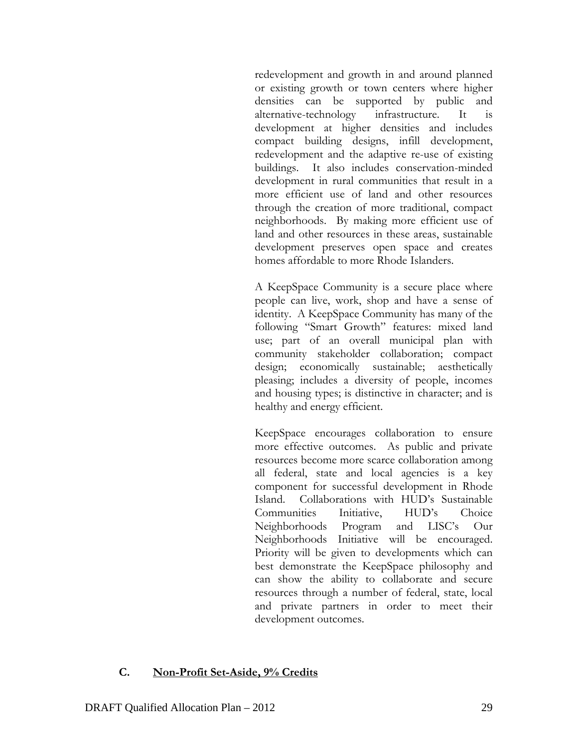redevelopment and growth in and around planned or existing growth or town centers where higher densities can be supported by public and alternative-technology infrastructure. It is development at higher densities and includes compact building designs, infill development, redevelopment and the adaptive re-use of existing buildings. It also includes conservation-minded development in rural communities that result in a more efficient use of land and other resources through the creation of more traditional, compact neighborhoods. By making more efficient use of land and other resources in these areas, sustainable development preserves open space and creates homes affordable to more Rhode Islanders.

A KeepSpace Community is a secure place where people can live, work, shop and have a sense of identity. A KeepSpace Community has many of the following "Smart Growth" features: mixed land use; part of an overall municipal plan with community stakeholder collaboration; compact design; economically sustainable; aesthetically pleasing; includes a diversity of people, incomes and housing types; is distinctive in character; and is healthy and energy efficient.

KeepSpace encourages collaboration to ensure more effective outcomes. As public and private resources become more scarce collaboration among all federal, state and local agencies is a key component for successful development in Rhode Island. Collaborations with HUD's Sustainable Communities Initiative, HUD's Choice Neighborhoods Program and LISC's Our Neighborhoods Initiative will be encouraged. Priority will be given to developments which can best demonstrate the KeepSpace philosophy and can show the ability to collaborate and secure resources through a number of federal, state, local and private partners in order to meet their development outcomes.

## C. Non-Profit Set-Aside, 9% Credits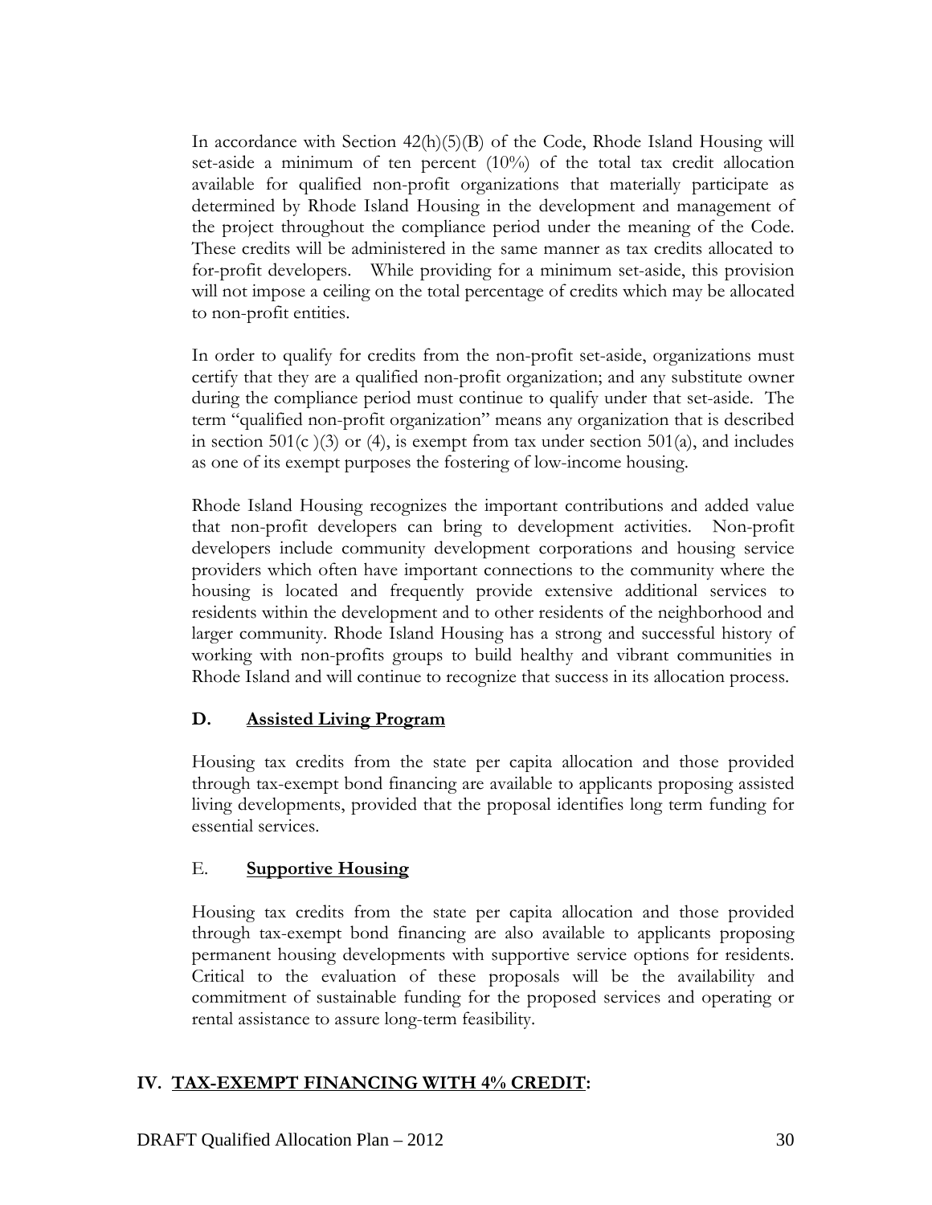In accordance with Section 42(h)(5)(B) of the Code, Rhode Island Housing will set-aside a minimum of ten percent (10%) of the total tax credit allocation available for qualified non-profit organizations that materially participate as determined by Rhode Island Housing in the development and management of the project throughout the compliance period under the meaning of the Code. These credits will be administered in the same manner as tax credits allocated to for-profit developers. While providing for a minimum set-aside, this provision will not impose a ceiling on the total percentage of credits which may be allocated to non-profit entities.

In order to qualify for credits from the non-profit set-aside, organizations must certify that they are a qualified non-profit organization; and any substitute owner during the compliance period must continue to qualify under that set-aside. The term "qualified non-profit organization" means any organization that is described in section 501(c )(3) or (4), is exempt from tax under section 501(a), and includes as one of its exempt purposes the fostering of low-income housing.

Rhode Island Housing recognizes the important contributions and added value that non-profit developers can bring to development activities. Non-profit developers include community development corporations and housing service providers which often have important connections to the community where the housing is located and frequently provide extensive additional services to residents within the development and to other residents of the neighborhood and larger community. Rhode Island Housing has a strong and successful history of working with non-profits groups to build healthy and vibrant communities in Rhode Island and will continue to recognize that success in its allocation process.

### D. Assisted Living Program

Housing tax credits from the state per capita allocation and those provided through tax-exempt bond financing are available to applicants proposing assisted living developments, provided that the proposal identifies long term funding for essential services.

### E. Supportive Housing

Housing tax credits from the state per capita allocation and those provided through tax-exempt bond financing are also available to applicants proposing permanent housing developments with supportive service options for residents. Critical to the evaluation of these proposals will be the availability and commitment of sustainable funding for the proposed services and operating or rental assistance to assure long-term feasibility.

## IV. TAX-EXEMPT FINANCING WITH 4% CREDIT: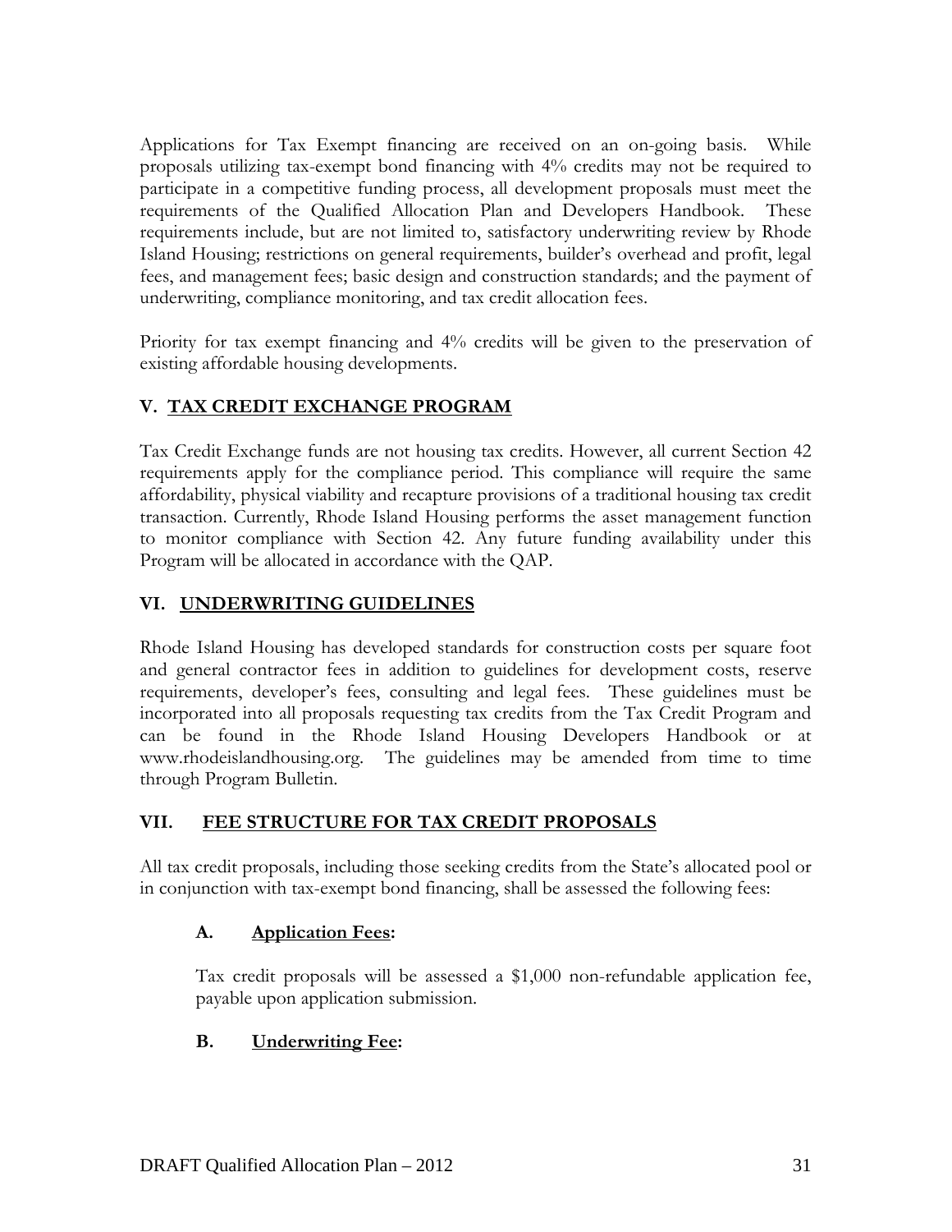Applications for Tax Exempt financing are received on an on-going basis. While proposals utilizing tax-exempt bond financing with 4% credits may not be required to participate in a competitive funding process, all development proposals must meet the requirements of the Qualified Allocation Plan and Developers Handbook. These requirements include, but are not limited to, satisfactory underwriting review by Rhode Island Housing; restrictions on general requirements, builder's overhead and profit, legal fees, and management fees; basic design and construction standards; and the payment of underwriting, compliance monitoring, and tax credit allocation fees.

Priority for tax exempt financing and 4% credits will be given to the preservation of existing affordable housing developments.

## V. TAX CREDIT EXCHANGE PROGRAM

Tax Credit Exchange funds are not housing tax credits. However, all current Section 42 requirements apply for the compliance period. This compliance will require the same affordability, physical viability and recapture provisions of a traditional housing tax credit transaction. Currently, Rhode Island Housing performs the asset management function to monitor compliance with Section 42. Any future funding availability under this Program will be allocated in accordance with the QAP.

## VI. UNDERWRITING GUIDELINES

Rhode Island Housing has developed standards for construction costs per square foot and general contractor fees in addition to guidelines for development costs, reserve requirements, developer's fees, consulting and legal fees. These guidelines must be incorporated into all proposals requesting tax credits from the Tax Credit Program and can be found in the Rhode Island Housing Developers Handbook or at www.rhodeislandhousing.org. The guidelines may be amended from time to time through Program Bulletin.

## VII. FEE STRUCTURE FOR TAX CREDIT PROPOSALS

All tax credit proposals, including those seeking credits from the State's allocated pool or in conjunction with tax-exempt bond financing, shall be assessed the following fees:

### A. Application Fees:

Tax credit proposals will be assessed a $1,000 non-refundable application fee, payable upon application submission.

### B. Underwriting Fee: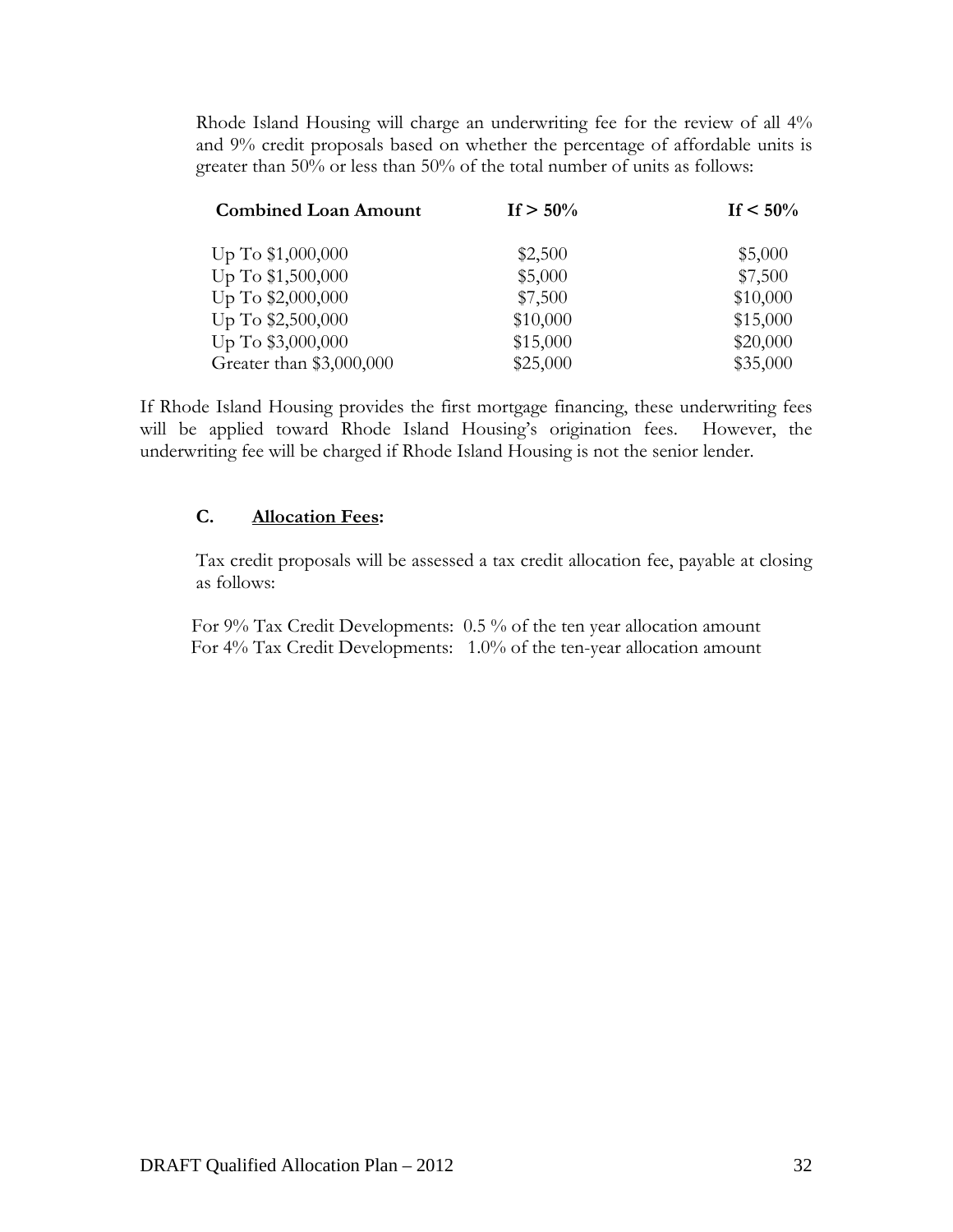Rhode Island Housing will charge an underwriting fee for the review of all 4% and 9% credit proposals based on whether the percentage of affordable units is greater than 50% or less than 50% of the total number of units as follows:

| **Combined Loan Amount** | **If > 50%** | **If < 50%** |
|---|---|---|
| Up To $1,000,000 | $2,500 | $5,000 |
| Up To $1,500,000 | $5,000 | $7,500 |
| Up To $2,000,000 | $7,500 | $10,000 |
| Up To $2,500,000 | $10,000 | $15,000 |
| Up To $3,000,000 | $15,000 | $20,000 |
| Greater than $3,000,000 | $25,000 | $35,000 |

If Rhode Island Housing provides the first mortgage financing, these underwriting fees will be applied toward Rhode Island Housing's origination fees. However, the underwriting fee will be charged if Rhode Island Housing is not the senior lender.

### C. <u>Allocation Fees</u>:

Tax credit proposals will be assessed a tax credit allocation fee, payable at closing as follows:

For 9% Tax Credit Developments: 0.5 % of the ten year allocation amount
For 4% Tax Credit Developments: 1.0% of the ten-year allocation amount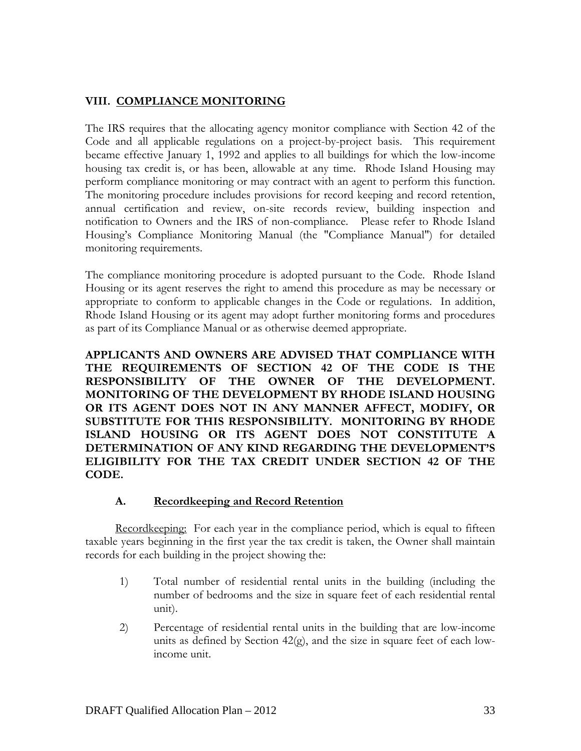## VIII. COMPLIANCE MONITORING

The IRS requires that the allocating agency monitor compliance with Section 42 of the Code and all applicable regulations on a project-by-project basis. This requirement became effective January 1, 1992 and applies to all buildings for which the low-income housing tax credit is, or has been, allowable at any time. Rhode Island Housing may perform compliance monitoring or may contract with an agent to perform this function. The monitoring procedure includes provisions for record keeping and record retention, annual certification and review, on-site records review, building inspection and notification to Owners and the IRS of non-compliance. Please refer to Rhode Island Housing's Compliance Monitoring Manual (the "Compliance Manual") for detailed monitoring requirements.

The compliance monitoring procedure is adopted pursuant to the Code. Rhode Island Housing or its agent reserves the right to amend this procedure as may be necessary or appropriate to conform to applicable changes in the Code or regulations. In addition, Rhode Island Housing or its agent may adopt further monitoring forms and procedures as part of its Compliance Manual or as otherwise deemed appropriate.

**APPLICANTS AND OWNERS ARE ADVISED THAT COMPLIANCE WITH THE REQUIREMENTS OF SECTION 42 OF THE CODE IS THE RESPONSIBILITY OF THE OWNER OF THE DEVELOPMENT. MONITORING OF THE DEVELOPMENT BY RHODE ISLAND HOUSING OR ITS AGENT DOES NOT IN ANY MANNER AFFECT, MODIFY, OR SUBSTITUTE FOR THIS RESPONSIBILITY. MONITORING BY RHODE ISLAND HOUSING OR ITS AGENT DOES NOT CONSTITUTE A DETERMINATION OF ANY KIND REGARDING THE DEVELOPMENT'S ELIGIBILITY FOR THE TAX CREDIT UNDER SECTION 42 OF THE CODE.**

### A. Recordkeeping and Record Retention

Recordkeeping: For each year in the compliance period, which is equal to fifteen taxable years beginning in the first year the tax credit is taken, the Owner shall maintain records for each building in the project showing the:

1) Total number of residential rental units in the building (including the number of bedrooms and the size in square feet of each residential rental unit).
2) Percentage of residential rental units in the building that are low-income units as defined by Section 42(g), and the size in square feet of each low-income unit.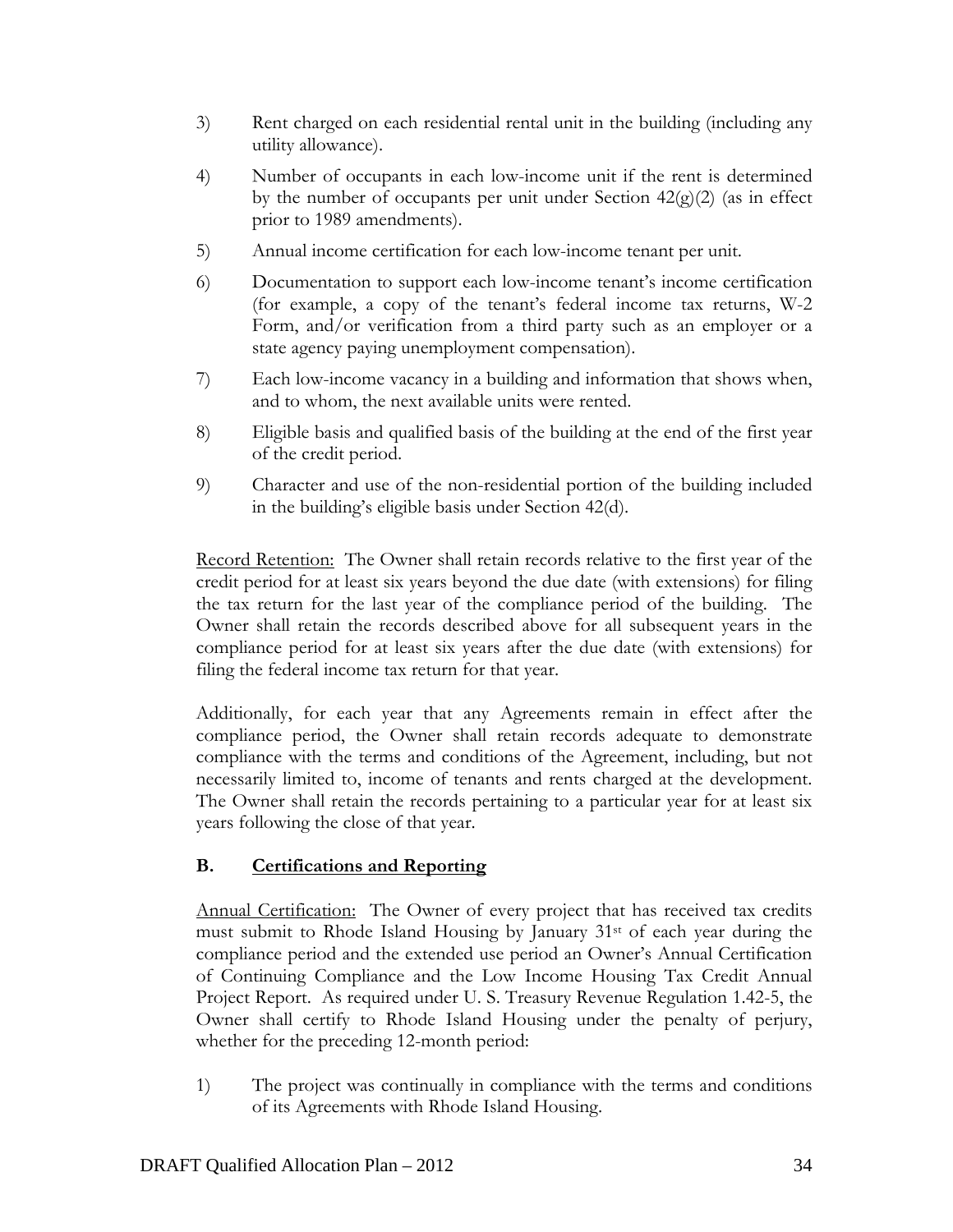3) Rent charged on each residential rental unit in the building (including any utility allowance).

4) Number of occupants in each low-income unit if the rent is determined by the number of occupants per unit under Section 42(g)(2) (as in effect prior to 1989 amendments).

5) Annual income certification for each low-income tenant per unit.

6) Documentation to support each low-income tenant's income certification (for example, a copy of the tenant's federal income tax returns, W-2 Form, and/or verification from a third party such as an employer or a state agency paying unemployment compensation).

7) Each low-income vacancy in a building and information that shows when, and to whom, the next available units were rented.

8) Eligible basis and qualified basis of the building at the end of the first year of the credit period.

9) Character and use of the non-residential portion of the building included in the building's eligible basis under Section 42(d).

Record Retention: The Owner shall retain records relative to the first year of the credit period for at least six years beyond the due date (with extensions) for filing the tax return for the last year of the compliance period of the building. The Owner shall retain the records described above for all subsequent years in the compliance period for at least six years after the due date (with extensions) for filing the federal income tax return for that year.

Additionally, for each year that any Agreements remain in effect after the compliance period, the Owner shall retain records adequate to demonstrate compliance with the terms and conditions of the Agreement, including, but not necessarily limited to, income of tenants and rents charged at the development. The Owner shall retain the records pertaining to a particular year for at least six years following the close of that year.

## B. Certifications and Reporting

Annual Certification: The Owner of every project that has received tax credits must submit to Rhode Island Housing by January 31st of each year during the compliance period and the extended use period an Owner's Annual Certification of Continuing Compliance and the Low Income Housing Tax Credit Annual Project Report. As required under U. S. Treasury Revenue Regulation 1.42-5, the Owner shall certify to Rhode Island Housing under the penalty of perjury, whether for the preceding 12-month period:

1) The project was continually in compliance with the terms and conditions of its Agreements with Rhode Island Housing.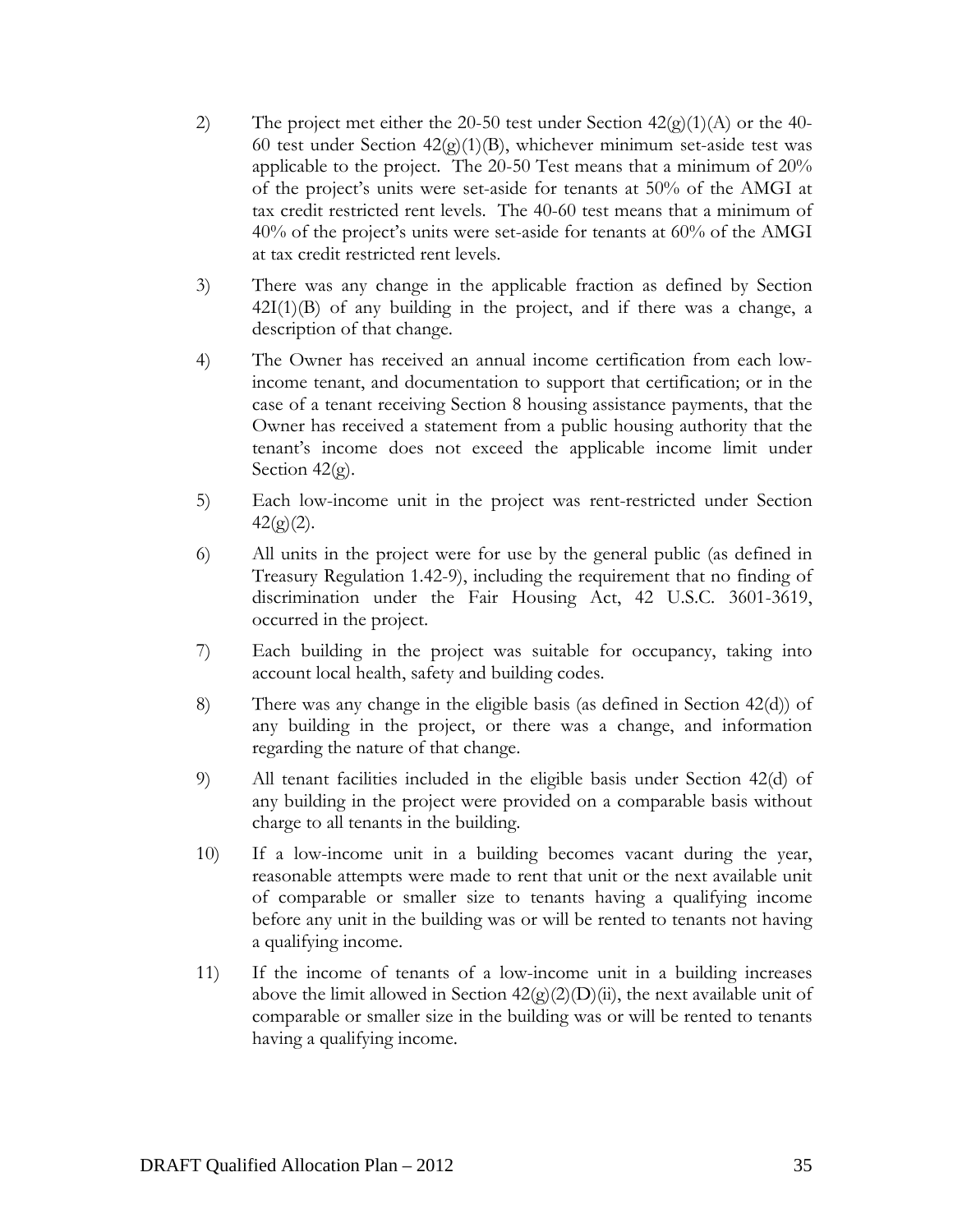2) The project met either the 20-50 test under Section 42(g)(1)(A) or the 40-60 test under Section 42(g)(1)(B), whichever minimum set-aside test was applicable to the project. The 20-50 Test means that a minimum of 20% of the project's units were set-aside for tenants at 50% of the AMGI at tax credit restricted rent levels. The 40-60 test means that a minimum of 40% of the project's units were set-aside for tenants at 60% of the AMGI at tax credit restricted rent levels.

3) There was any change in the applicable fraction as defined by Section 42I(1)(B) of any building in the project, and if there was a change, a description of that change.

4) The Owner has received an annual income certification from each low-income tenant, and documentation to support that certification; or in the case of a tenant receiving Section 8 housing assistance payments, that the Owner has received a statement from a public housing authority that the tenant's income does not exceed the applicable income limit under Section 42(g).

5) Each low-income unit in the project was rent-restricted under Section 42(g)(2).

6) All units in the project were for use by the general public (as defined in Treasury Regulation 1.42-9), including the requirement that no finding of discrimination under the Fair Housing Act, 42 U.S.C. 3601-3619, occurred in the project.

7) Each building in the project was suitable for occupancy, taking into account local health, safety and building codes.

8) There was any change in the eligible basis (as defined in Section 42(d)) of any building in the project, or there was a change, and information regarding the nature of that change.

9) All tenant facilities included in the eligible basis under Section 42(d) of any building in the project were provided on a comparable basis without charge to all tenants in the building.

10) If a low-income unit in a building becomes vacant during the year, reasonable attempts were made to rent that unit or the next available unit of comparable or smaller size to tenants having a qualifying income before any unit in the building was or will be rented to tenants not having a qualifying income.

11) If the income of tenants of a low-income unit in a building increases above the limit allowed in Section 42(g)(2)(D)(ii), the next available unit of comparable or smaller size in the building was or will be rented to tenants having a qualifying income.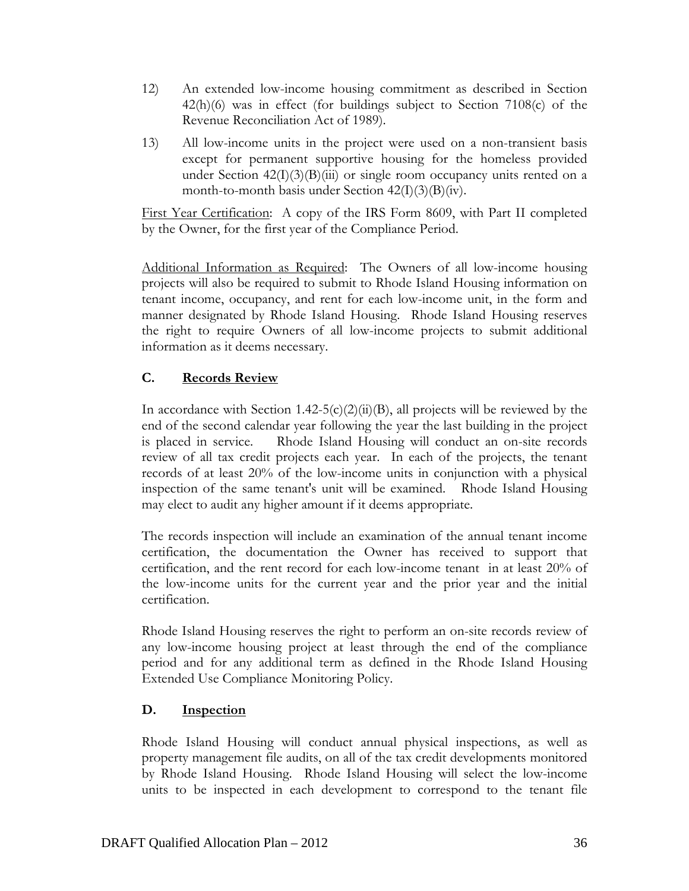12) An extended low-income housing commitment as described in Section 42(h)(6) was in effect (for buildings subject to Section 7108(c) of the Revenue Reconciliation Act of 1989).

13) All low-income units in the project were used on a non-transient basis except for permanent supportive housing for the homeless provided under Section 42(I)(3)(B)(iii) or single room occupancy units rented on a month-to-month basis under Section 42(I)(3)(B)(iv).

First Year Certification: A copy of the IRS Form 8609, with Part II completed by the Owner, for the first year of the Compliance Period.

Additional Information as Required: The Owners of all low-income housing projects will also be required to submit to Rhode Island Housing information on tenant income, occupancy, and rent for each low-income unit, in the form and manner designated by Rhode Island Housing. Rhode Island Housing reserves the right to require Owners of all low-income projects to submit additional information as it deems necessary.

## C. Records Review

In accordance with Section 1.42-5(c)(2)(ii)(B), all projects will be reviewed by the end of the second calendar year following the year the last building in the project is placed in service. Rhode Island Housing will conduct an on-site records review of all tax credit projects each year. In each of the projects, the tenant records of at least 20% of the low-income units in conjunction with a physical inspection of the same tenant's unit will be examined. Rhode Island Housing may elect to audit any higher amount if it deems appropriate.

The records inspection will include an examination of the annual tenant income certification, the documentation the Owner has received to support that certification, and the rent record for each low-income tenant in at least 20% of the low-income units for the current year and the prior year and the initial certification.

Rhode Island Housing reserves the right to perform an on-site records review of any low-income housing project at least through the end of the compliance period and for any additional term as defined in the Rhode Island Housing Extended Use Compliance Monitoring Policy.

## D. Inspection

Rhode Island Housing will conduct annual physical inspections, as well as property management file audits, on all of the tax credit developments monitored by Rhode Island Housing. Rhode Island Housing will select the low-income units to be inspected in each development to correspond to the tenant file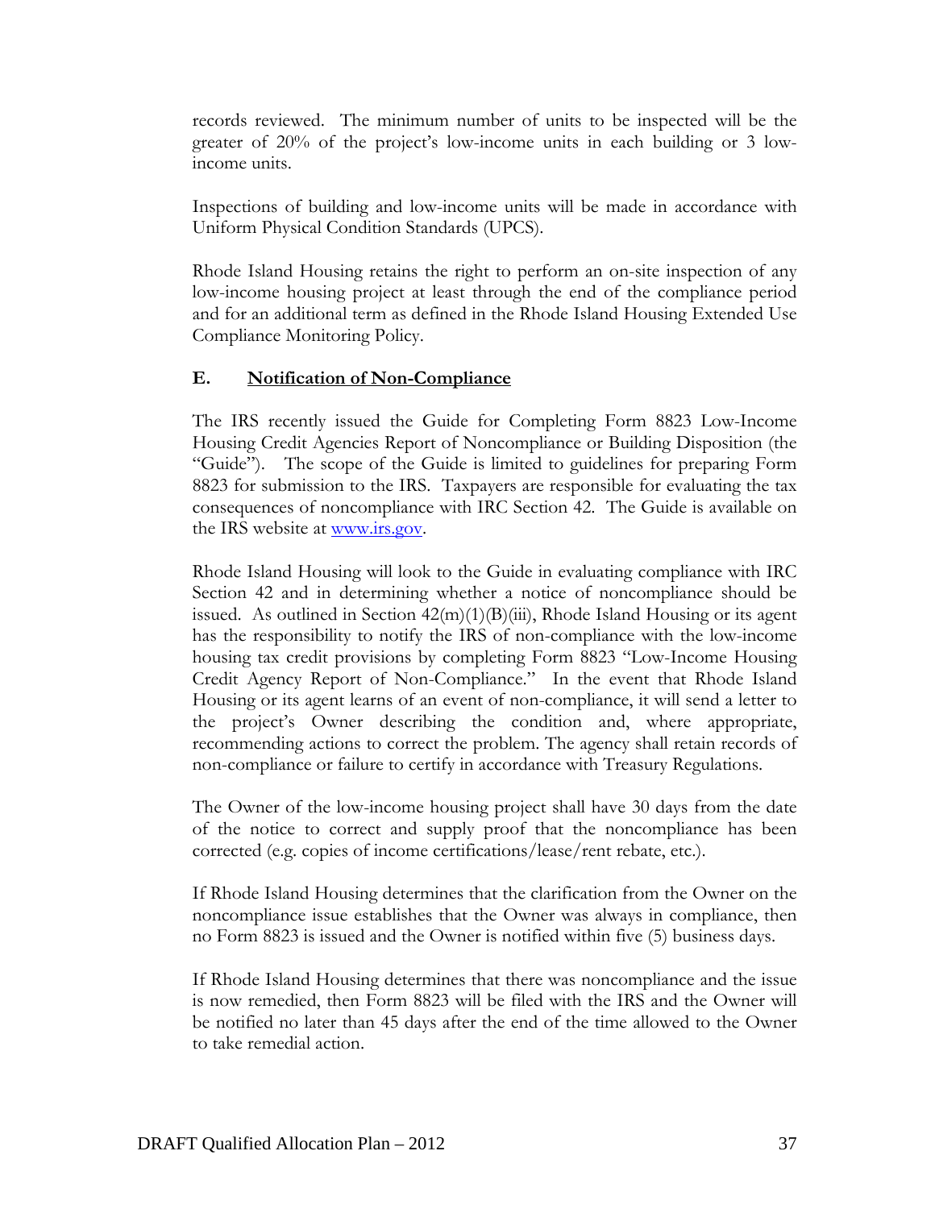records reviewed. The minimum number of units to be inspected will be the greater of 20% of the project's low-income units in each building or 3 low-income units.

Inspections of building and low-income units will be made in accordance with Uniform Physical Condition Standards (UPCS).

Rhode Island Housing retains the right to perform an on-site inspection of any low-income housing project at least through the end of the compliance period and for an additional term as defined in the Rhode Island Housing Extended Use Compliance Monitoring Policy.

### E. Notification of Non-Compliance

The IRS recently issued the Guide for Completing Form 8823 Low-Income Housing Credit Agencies Report of Noncompliance or Building Disposition (the "Guide"). The scope of the Guide is limited to guidelines for preparing Form 8823 for submission to the IRS. Taxpayers are responsible for evaluating the tax consequences of noncompliance with IRC Section 42. The Guide is available on the IRS website at [www.irs.gov](http://www.irs.gov).

Rhode Island Housing will look to the Guide in evaluating compliance with IRC Section 42 and in determining whether a notice of noncompliance should be issued. As outlined in Section 42(m)(1)(B)(iii), Rhode Island Housing or its agent has the responsibility to notify the IRS of non-compliance with the low-income housing tax credit provisions by completing Form 8823 "Low-Income Housing Credit Agency Report of Non-Compliance." In the event that Rhode Island Housing or its agent learns of an event of non-compliance, it will send a letter to the project's Owner describing the condition and, where appropriate, recommending actions to correct the problem. The agency shall retain records of non-compliance or failure to certify in accordance with Treasury Regulations.

The Owner of the low-income housing project shall have 30 days from the date of the notice to correct and supply proof that the noncompliance has been corrected (e.g. copies of income certifications/lease/rent rebate, etc.).

If Rhode Island Housing determines that the clarification from the Owner on the noncompliance issue establishes that the Owner was always in compliance, then no Form 8823 is issued and the Owner is notified within five (5) business days.

If Rhode Island Housing determines that there was noncompliance and the issue is now remedied, then Form 8823 will be filed with the IRS and the Owner will be notified no later than 45 days after the end of the time allowed to the Owner to take remedial action.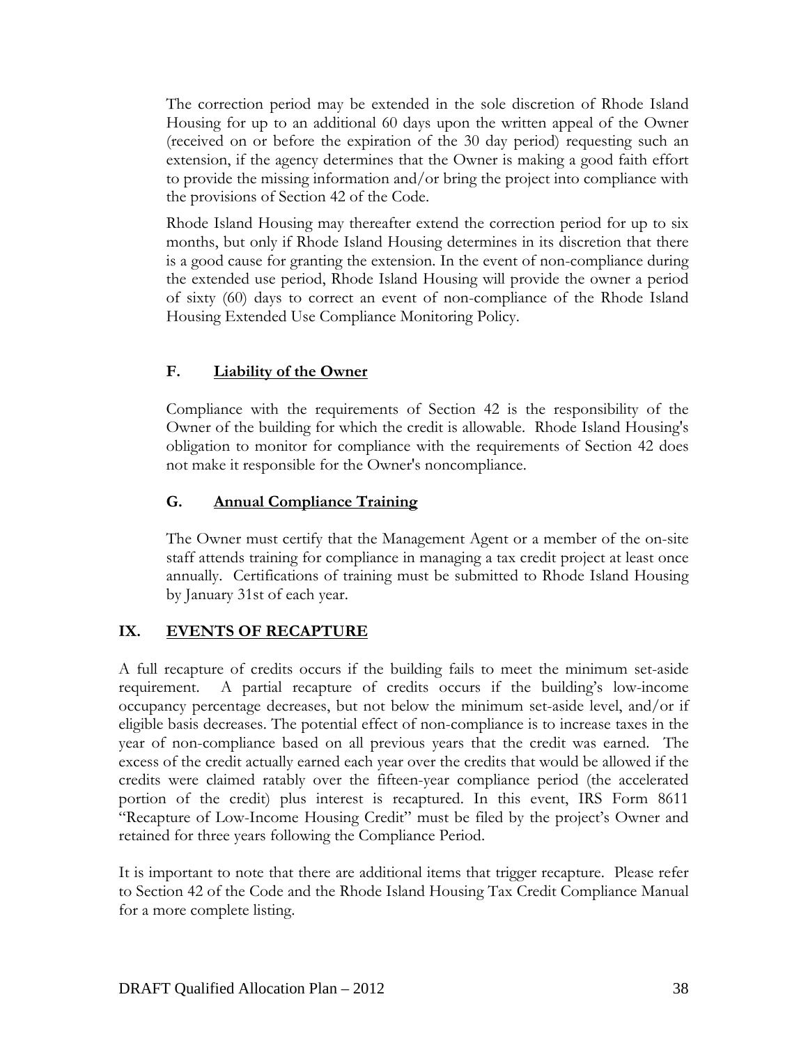The correction period may be extended in the sole discretion of Rhode Island Housing for up to an additional 60 days upon the written appeal of the Owner (received on or before the expiration of the 30 day period) requesting such an extension, if the agency determines that the Owner is making a good faith effort to provide the missing information and/or bring the project into compliance with the provisions of Section 42 of the Code.

Rhode Island Housing may thereafter extend the correction period for up to six months, but only if Rhode Island Housing determines in its discretion that there is a good cause for granting the extension. In the event of non-compliance during the extended use period, Rhode Island Housing will provide the owner a period of sixty (60) days to correct an event of non-compliance of the Rhode Island Housing Extended Use Compliance Monitoring Policy.

### F. Liability of the Owner

Compliance with the requirements of Section 42 is the responsibility of the Owner of the building for which the credit is allowable. Rhode Island Housing's obligation to monitor for compliance with the requirements of Section 42 does not make it responsible for the Owner's noncompliance.

### G. Annual Compliance Training

The Owner must certify that the Management Agent or a member of the on-site staff attends training for compliance in managing a tax credit project at least once annually. Certifications of training must be submitted to Rhode Island Housing by January 31st of each year.

## IX. EVENTS OF RECAPTURE

A full recapture of credits occurs if the building fails to meet the minimum set-aside requirement. A partial recapture of credits occurs if the building's low-income occupancy percentage decreases, but not below the minimum set-aside level, and/or if eligible basis decreases. The potential effect of non-compliance is to increase taxes in the year of non-compliance based on all previous years that the credit was earned. The excess of the credit actually earned each year over the credits that would be allowed if the credits were claimed ratably over the fifteen-year compliance period (the accelerated portion of the credit) plus interest is recaptured. In this event, IRS Form 8611 "Recapture of Low-Income Housing Credit" must be filed by the project's Owner and retained for three years following the Compliance Period.

It is important to note that there are additional items that trigger recapture. Please refer to Section 42 of the Code and the Rhode Island Housing Tax Credit Compliance Manual for a more complete listing.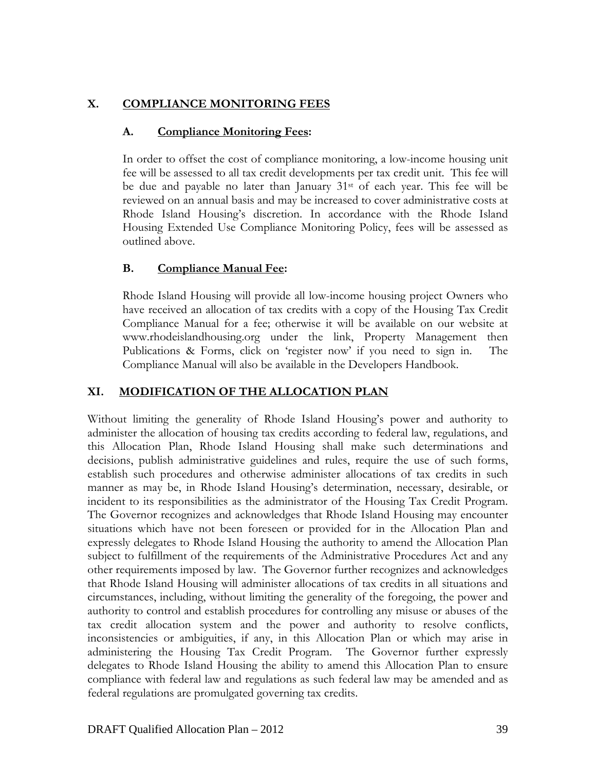## X. COMPLIANCE MONITORING FEES

### A. Compliance Monitoring Fees:

In order to offset the cost of compliance monitoring, a low-income housing unit fee will be assessed to all tax credit developments per tax credit unit. This fee will be due and payable no later than January 31st of each year. This fee will be reviewed on an annual basis and may be increased to cover administrative costs at Rhode Island Housing's discretion. In accordance with the Rhode Island Housing Extended Use Compliance Monitoring Policy, fees will be assessed as outlined above.

### B. Compliance Manual Fee:

Rhode Island Housing will provide all low-income housing project Owners who have received an allocation of tax credits with a copy of the Housing Tax Credit Compliance Manual for a fee; otherwise it will be available on our website at www.rhodeislandhousing.org under the link, Property Management then Publications & Forms, click on 'register now' if you need to sign in. The Compliance Manual will also be available in the Developers Handbook.

## XI. MODIFICATION OF THE ALLOCATION PLAN

Without limiting the generality of Rhode Island Housing's power and authority to administer the allocation of housing tax credits according to federal law, regulations, and this Allocation Plan, Rhode Island Housing shall make such determinations and decisions, publish administrative guidelines and rules, require the use of such forms, establish such procedures and otherwise administer allocations of tax credits in such manner as may be, in Rhode Island Housing's determination, necessary, desirable, or incident to its responsibilities as the administrator of the Housing Tax Credit Program. The Governor recognizes and acknowledges that Rhode Island Housing may encounter situations which have not been foreseen or provided for in the Allocation Plan and expressly delegates to Rhode Island Housing the authority to amend the Allocation Plan subject to fulfillment of the requirements of the Administrative Procedures Act and any other requirements imposed by law. The Governor further recognizes and acknowledges that Rhode Island Housing will administer allocations of tax credits in all situations and circumstances, including, without limiting the generality of the foregoing, the power and authority to control and establish procedures for controlling any misuse or abuses of the tax credit allocation system and the power and authority to resolve conflicts, inconsistencies or ambiguities, if any, in this Allocation Plan or which may arise in administering the Housing Tax Credit Program. The Governor further expressly delegates to Rhode Island Housing the ability to amend this Allocation Plan to ensure compliance with federal law and regulations as such federal law may be amended and as federal regulations are promulgated governing tax credits.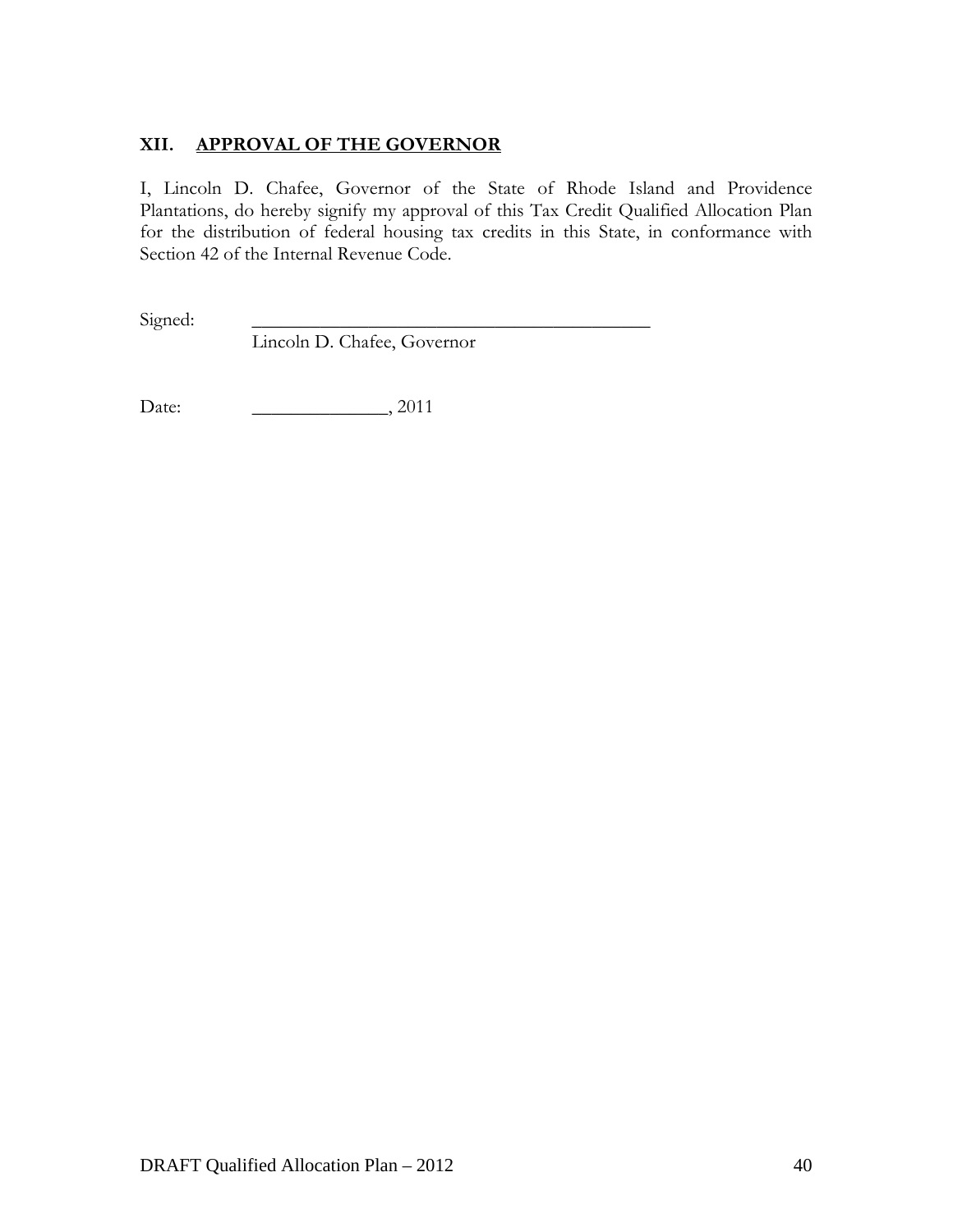## XII. APPROVAL OF THE GOVERNOR

I, Lincoln D. Chafee, Governor of the State of Rhode Island and Providence Plantations, do hereby signify my approval of this Tax Credit Qualified Allocation Plan for the distribution of federal housing tax credits in this State, in conformance with Section 42 of the Internal Revenue Code.

Signed: ____________________________________________
Lincoln D. Chafee, Governor

Date: ______________, 2011